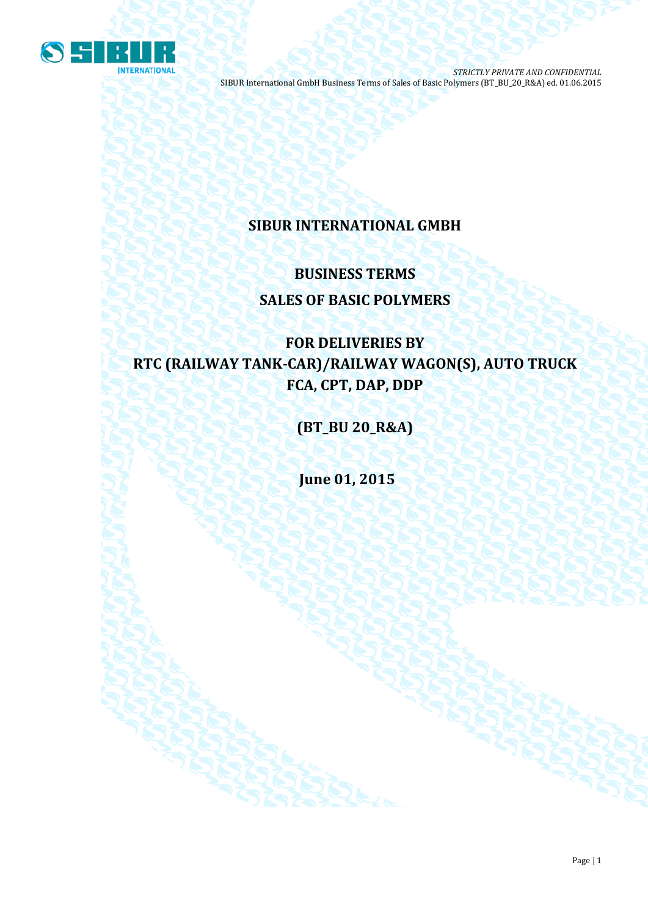# SIBUR INTERNATIONAL GMBH

## BUSINESS TERMS

## SALES OF BASIC POLYMERS

## FOR DELIVERIES BY RTC (RAILWAY TANK-CAR)/RAILWAY WAGON(S), AUTO TRUCK FCA, CPT, DAP, DDP

## (BT_BU 20_R&A)

**June 01, 2015**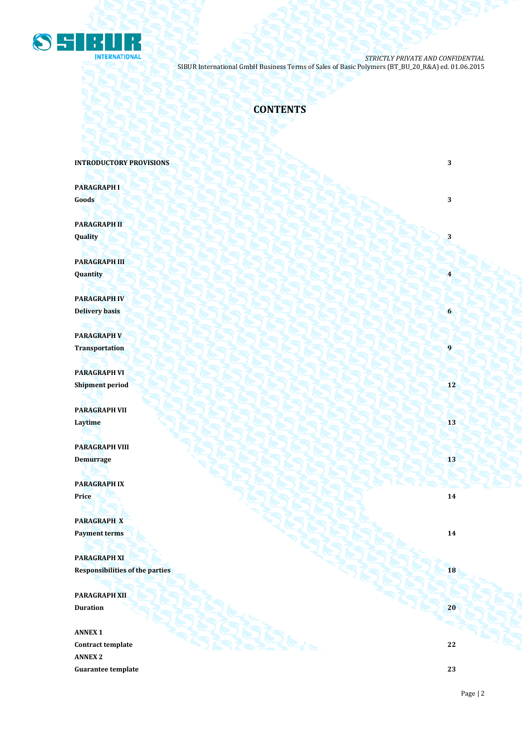# CONTENTS

| | |
|---|---|
| **INTRODUCTORY PROVISIONS** | **3** |
| **PARAGRAPH I**<br>**Goods** | **3** |
| **PARAGRAPH II**<br>**Quality** | **3** |
| **PARAGRAPH III**<br>**Quantity** | **4** |
| **PARAGRAPH IV**<br>**Delivery basis** | **6** |
| **PARAGRAPH V**<br>**Transportation** | **9** |
| **PARAGRAPH VI**<br>**Shipment period** | **12** |
| **PARAGRAPH VII**<br>**Laytime** | **13** |
| **PARAGRAPH VIII**<br>**Demurrage** | **13** |
| **PARAGRAPH IX**<br>**Price** | **14** |
| **PARAGRAPH X**<br>**Payment terms** | **14** |
| **PARAGRAPH XI**<br>**Responsibilities of the parties** | **18** |
| **PARAGRAPH XII**<br>**Duration** | **20** |
| **ANNEX 1**<br>**Contract template** | **22** |
| **ANNEX 2**<br>**Guarantee template** | **23** |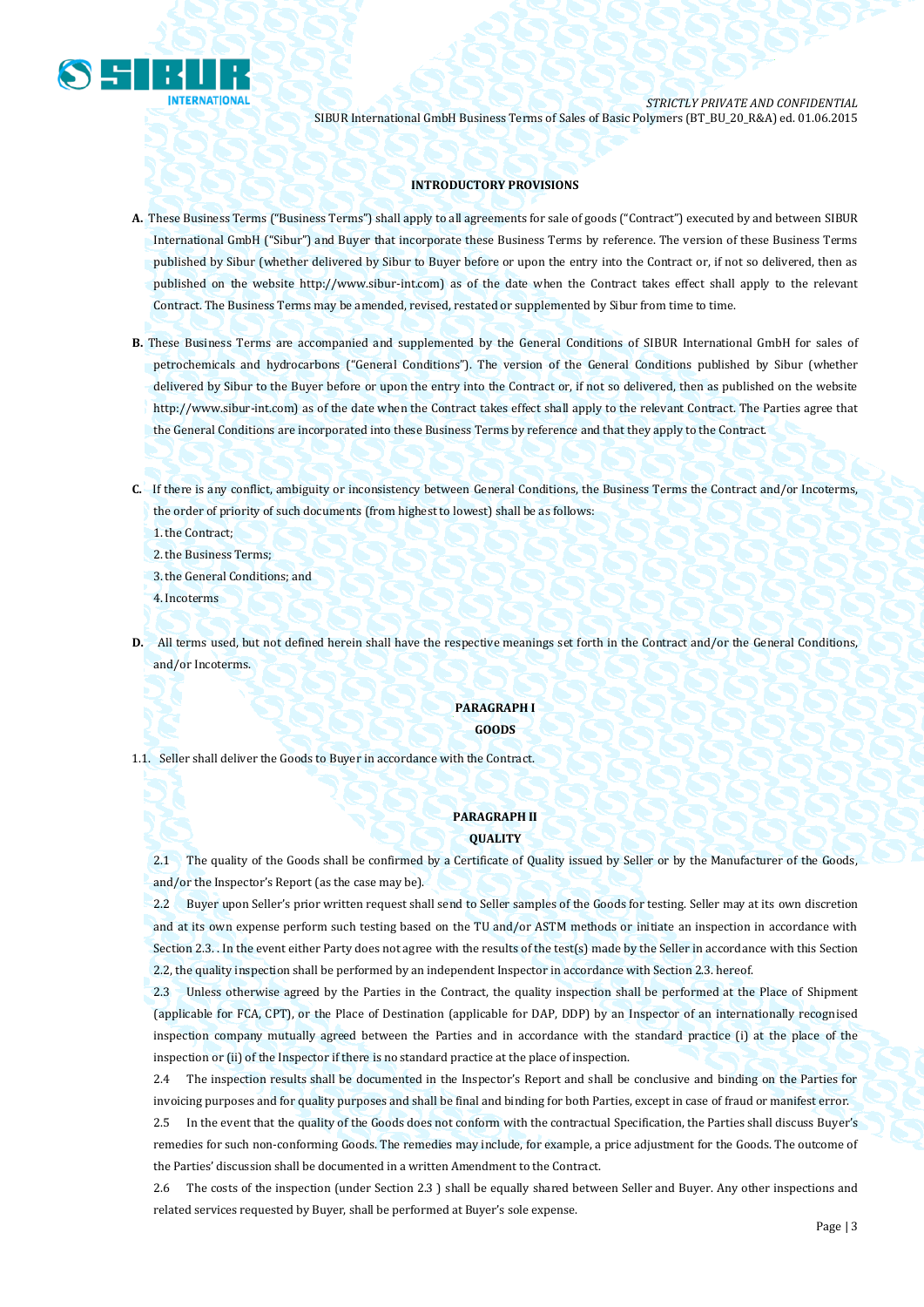**INTRODUCTORY PROVISIONS**

**A.** These Business Terms ("Business Terms") shall apply to all agreements for sale of goods ("Contract") executed by and between SIBUR International GmbH ("Sibur") and Buyer that incorporate these Business Terms by reference. The version of these Business Terms published by Sibur (whether delivered by Sibur to Buyer before or upon the entry into the Contract or, if not so delivered, then as published on the website http://www.sibur-int.com) as of the date when the Contract takes effect shall apply to the relevant Contract. The Business Terms may be amended, revised, restated or supplemented by Sibur from time to time.

**B.** These Business Terms are accompanied and supplemented by the General Conditions of SIBUR International GmbH for sales of petrochemicals and hydrocarbons ("General Conditions"). The version of the General Conditions published by Sibur (whether delivered by Sibur to the Buyer before or upon the entry into the Contract or, if not so delivered, then as published on the website http://www.sibur-int.com) as of the date when the Contract takes effect shall apply to the relevant Contract. The Parties agree that the General Conditions are incorporated into these Business Terms by reference and that they apply to the Contract.

**C.** If there is any conflict, ambiguity or inconsistency between General Conditions, the Business Terms the Contract and/or Incoterms, the order of priority of such documents (from highest to lowest) shall be as follows:

1. the Contract;
2. the Business Terms;
3. the General Conditions; and
4. Incoterms

**D.** All terms used, but not defined herein shall have the respective meanings set forth in the Contract and/or the General Conditions, and/or Incoterms.

**PARAGRAPH I**

**GOODS**

1.1. Seller shall deliver the Goods to Buyer in accordance with the Contract.

**PARAGRAPH II**

**QUALITY**

2.1 The quality of the Goods shall be confirmed by a Certificate of Quality issued by Seller or by the Manufacturer of the Goods, and/or the Inspector's Report (as the case may be).

2.2 Buyer upon Seller's prior written request shall send to Seller samples of the Goods for testing. Seller may at its own discretion and at its own expense perform such testing based on the TU and/or ASTM methods or initiate an inspection in accordance with Section 2.3. . In the event either Party does not agree with the results of the test(s) made by the Seller in accordance with this Section 2.2, the quality inspection shall be performed by an independent Inspector in accordance with Section 2.3. hereof.

2.3 Unless otherwise agreed by the Parties in the Contract, the quality inspection shall be performed at the Place of Shipment (applicable for FCA, CPT), or the Place of Destination (applicable for DAP, DDP) by an Inspector of an internationally recognised inspection company mutually agreed between the Parties and in accordance with the standard practice (i) at the place of the inspection or (ii) of the Inspector if there is no standard practice at the place of inspection.

2.4 The inspection results shall be documented in the Inspector's Report and shall be conclusive and binding on the Parties for invoicing purposes and for quality purposes and shall be final and binding for both Parties, except in case of fraud or manifest error.

2.5 In the event that the quality of the Goods does not conform with the contractual Specification, the Parties shall discuss Buyer's remedies for such non-conforming Goods. The remedies may include, for example, a price adjustment for the Goods. The outcome of the Parties' discussion shall be documented in a written Amendment to the Contract.

2.6 The costs of the inspection (under Section 2.3 ) shall be equally shared between Seller and Buyer. Any other inspections and related services requested by Buyer, shall be performed at Buyer's sole expense.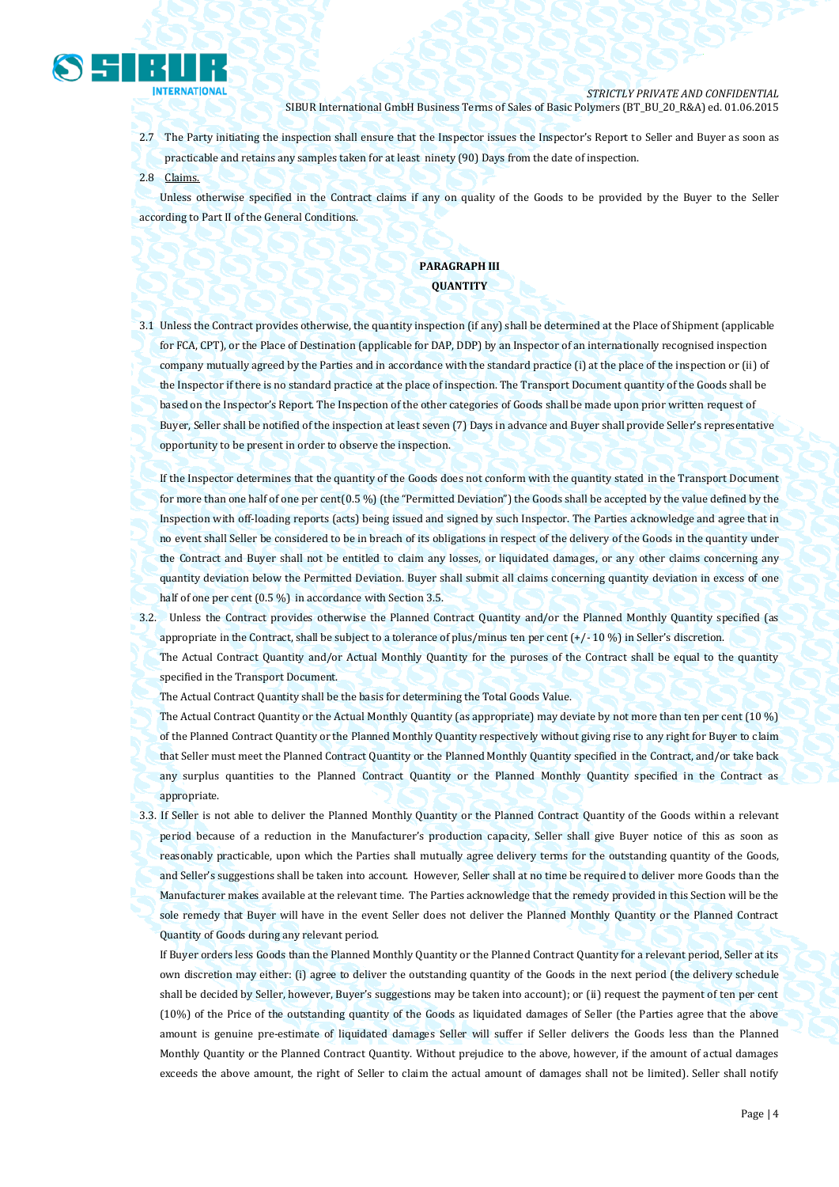2.7 The Party initiating the inspection shall ensure that the Inspector issues the Inspector's Report to Seller and Buyer as soon as practicable and retains any samples taken for at least ninety (90) Days from the date of inspection.

2.8 Claims.

Unless otherwise specified in the Contract claims if any on quality of the Goods to be provided by the Buyer to the Seller according to Part II of the General Conditions.

**PARAGRAPH III**
**QUANTITY**

3.1 Unless the Contract provides otherwise, the quantity inspection (if any) shall be determined at the Place of Shipment (applicable for FCA, CPT), or the Place of Destination (applicable for DAP, DDP) by an Inspector of an internationally recognised inspection company mutually agreed by the Parties and in accordance with the standard practice (i) at the place of the inspection or (ii) of the Inspector if there is no standard practice at the place of inspection. The Transport Document quantity of the Goods shall be based on the Inspector's Report. The Inspection of the other categories of Goods shall be made upon prior written request of Buyer, Seller shall be notified of the inspection at least seven (7) Days in advance and Buyer shall provide Seller's representative opportunity to be present in order to observe the inspection.

If the Inspector determines that the quantity of the Goods does not conform with the quantity stated in the Transport Document for more than one half of one per cent(0.5 %) (the "Permitted Deviation") the Goods shall be accepted by the value defined by the Inspection with off-loading reports (acts) being issued and signed by such Inspector. The Parties acknowledge and agree that in no event shall Seller be considered to be in breach of its obligations in respect of the delivery of the Goods in the quantity under the Contract and Buyer shall not be entitled to claim any losses, or liquidated damages, or any other claims concerning any quantity deviation below the Permitted Deviation. Buyer shall submit all claims concerning quantity deviation in excess of one half of one per cent (0.5 %) in accordance with Section 3.5.

3.2. Unless the Contract provides otherwise the Planned Contract Quantity and/or the Planned Monthly Quantity specified (as appropriate in the Contract, shall be subject to a tolerance of plus/minus ten per cent (+/- 10 %) in Seller's discretion.

The Actual Contract Quantity and/or Actual Monthly Quantity for the puroses of the Contract shall be equal to the quantity specified in the Transport Document.

The Actual Contract Quantity shall be the basis for determining the Total Goods Value.

The Actual Contract Quantity or the Actual Monthly Quantity (as appropriate) may deviate by not more than ten per cent (10 %) of the Planned Contract Quantity or the Planned Monthly Quantity respectively without giving rise to any right for Buyer to claim that Seller must meet the Planned Contract Quantity or the Planned Monthly Quantity specified in the Contract, and/or take back any surplus quantities to the Planned Contract Quantity or the Planned Monthly Quantity specified in the Contract as appropriate.

3.3. If Seller is not able to deliver the Planned Monthly Quantity or the Planned Contract Quantity of the Goods within a relevant period because of a reduction in the Manufacturer's production capacity, Seller shall give Buyer notice of this as soon as reasonably practicable, upon which the Parties shall mutually agree delivery terms for the outstanding quantity of the Goods, and Seller's suggestions shall be taken into account. However, Seller shall at no time be required to deliver more Goods than the Manufacturer makes available at the relevant time. The Parties acknowledge that the remedy provided in this Section will be the sole remedy that Buyer will have in the event Seller does not deliver the Planned Monthly Quantity or the Planned Contract Quantity of Goods during any relevant period.

If Buyer orders less Goods than the Planned Monthly Quantity or the Planned Contract Quantity for a relevant period, Seller at its own discretion may either: (i) agree to deliver the outstanding quantity of the Goods in the next period (the delivery schedule shall be decided by Seller, however, Buyer's suggestions may be taken into account); or (ii) request the payment of ten per cent (10%) of the Price of the outstanding quantity of the Goods as liquidated damages of Seller (the Parties agree that the above amount is genuine pre-estimate of liquidated damages Seller will suffer if Seller delivers the Goods less than the Planned Monthly Quantity or the Planned Contract Quantity. Without prejudice to the above, however, if the amount of actual damages exceeds the above amount, the right of Seller to claim the actual amount of damages shall not be limited). Seller shall notify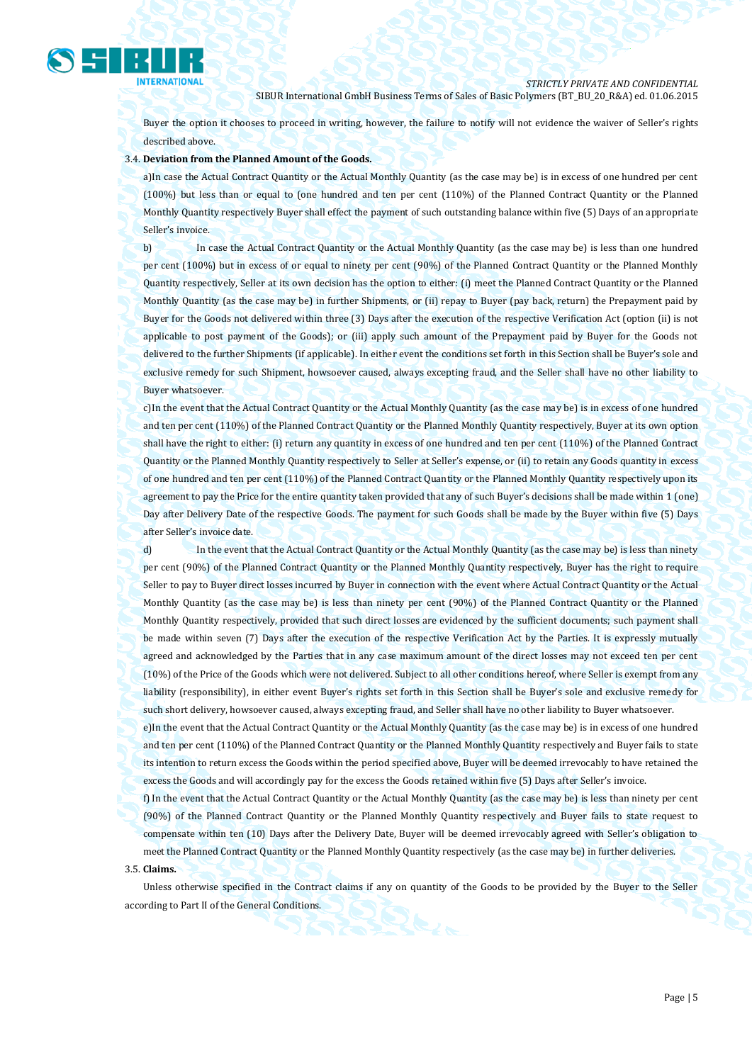Buyer the option it chooses to proceed in writing, however, the failure to notify will not evidence the waiver of Seller's rights described above.

3.4. **Deviation from the Planned Amount of the Goods.**

a)In case the Actual Contract Quantity or the Actual Monthly Quantity (as the case may be) is in excess of one hundred per cent (100%) but less than or equal to (one hundred and ten per cent (110%) of the Planned Contract Quantity or the Planned Monthly Quantity respectively Buyer shall effect the payment of such outstanding balance within five (5) Days of an appropriate Seller's invoice.

b) In case the Actual Contract Quantity or the Actual Monthly Quantity (as the case may be) is less than one hundred per cent (100%) but in excess of or equal to ninety per cent (90%) of the Planned Contract Quantity or the Planned Monthly Quantity respectively, Seller at its own decision has the option to either: (i) meet the Planned Contract Quantity or the Planned Monthly Quantity (as the case may be) in further Shipments, or (ii) repay to Buyer (pay back, return) the Prepayment paid by Buyer for the Goods not delivered within three (3) Days after the execution of the respective Verification Act (option (ii) is not applicable to post payment of the Goods); or (iii) apply such amount of the Prepayment paid by Buyer for the Goods not delivered to the further Shipments (if applicable). In either event the conditions set forth in this Section shall be Buyer's sole and exclusive remedy for such Shipment, howsoever caused, always excepting fraud, and the Seller shall have no other liability to Buyer whatsoever.

c)In the event that the Actual Contract Quantity or the Actual Monthly Quantity (as the case may be) is in excess of one hundred and ten per cent (110%) of the Planned Contract Quantity or the Planned Monthly Quantity respectively, Buyer at its own option shall have the right to either: (i) return any quantity in excess of one hundred and ten per cent (110%) of the Planned Contract Quantity or the Planned Monthly Quantity respectively to Seller at Seller's expense, or (ii) to retain any Goods quantity in excess of one hundred and ten per cent (110%) of the Planned Contract Quantity or the Planned Monthly Quantity respectively upon its agreement to pay the Price for the entire quantity taken provided that any of such Buyer's decisions shall be made within 1 (one) Day after Delivery Date of the respective Goods. The payment for such Goods shall be made by the Buyer within five (5) Days after Seller's invoice date.

d) In the event that the Actual Contract Quantity or the Actual Monthly Quantity (as the case may be) is less than ninety per cent (90%) of the Planned Contract Quantity or the Planned Monthly Quantity respectively, Buyer has the right to require Seller to pay to Buyer direct losses incurred by Buyer in connection with the event where Actual Contract Quantity or the Actual Monthly Quantity (as the case may be) is less than ninety per cent (90%) of the Planned Contract Quantity or the Planned Monthly Quantity respectively, provided that such direct losses are evidenced by the sufficient documents; such payment shall be made within seven (7) Days after the execution of the respective Verification Act by the Parties. It is expressly mutually agreed and acknowledged by the Parties that in any case maximum amount of the direct losses may not exceed ten per cent (10%) of the Price of the Goods which were not delivered. Subject to all other conditions hereof, where Seller is exempt from any liability (responsibility), in either event Buyer's rights set forth in this Section shall be Buyer's sole and exclusive remedy for such short delivery, howsoever caused, always excepting fraud, and Seller shall have no other liability to Buyer whatsoever.

e)In the event that the Actual Contract Quantity or the Actual Monthly Quantity (as the case may be) is in excess of one hundred and ten per cent (110%) of the Planned Contract Quantity or the Planned Monthly Quantity respectively and Buyer fails to state its intention to return excess the Goods within the period specified above, Buyer will be deemed irrevocably to have retained the excess the Goods and will accordingly pay for the excess the Goods retained within five (5) Days after Seller's invoice.

f) In the event that the Actual Contract Quantity or the Actual Monthly Quantity (as the case may be) is less than ninety per cent (90%) of the Planned Contract Quantity or the Planned Monthly Quantity respectively and Buyer fails to state request to compensate within ten (10) Days after the Delivery Date, Buyer will be deemed irrevocably agreed with Seller's obligation to meet the Planned Contract Quantity or the Planned Monthly Quantity respectively (as the case may be) in further deliveries.

3.5. **Claims.**

Unless otherwise specified in the Contract claims if any on quantity of the Goods to be provided by the Buyer to the Seller according to Part II of the General Conditions.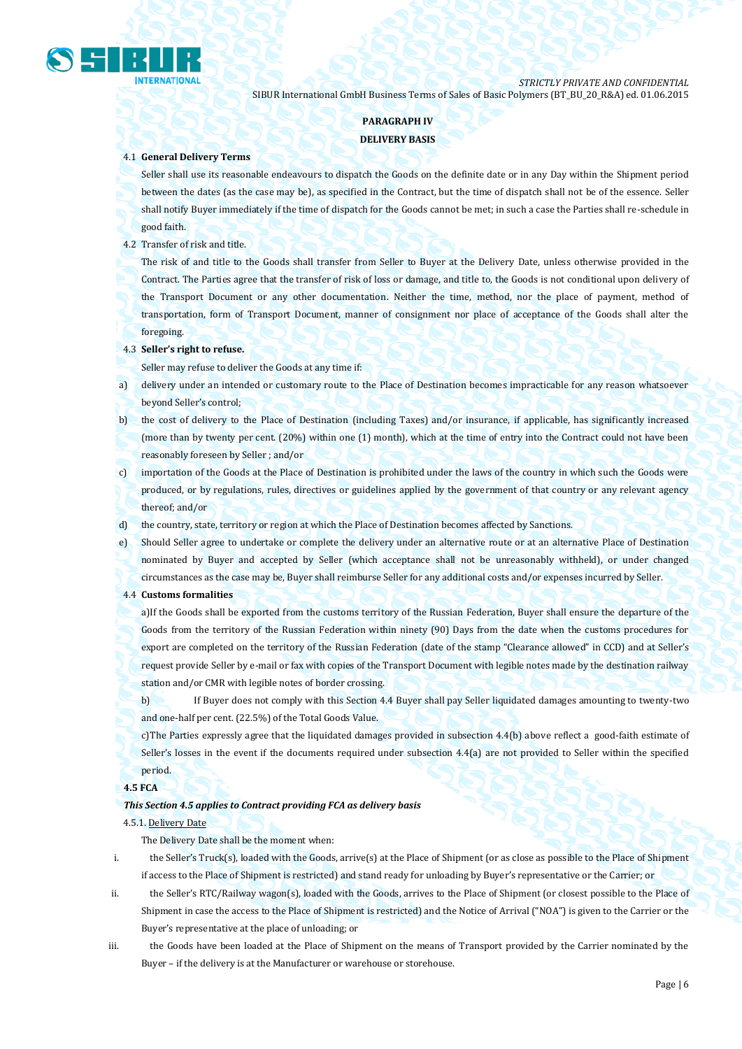**PARAGRAPH IV**

**DELIVERY BASIS**

4.1 **General Delivery Terms**

Seller shall use its reasonable endeavours to dispatch the Goods on the definite date or in any Day within the Shipment period between the dates (as the case may be), as specified in the Contract, but the time of dispatch shall not be of the essence. Seller shall notify Buyer immediately if the time of dispatch for the Goods cannot be met; in such a case the Parties shall re-schedule in good faith.

4.2 Transfer of risk and title.

The risk of and title to the Goods shall transfer from Seller to Buyer at the Delivery Date, unless otherwise provided in the Contract. The Parties agree that the transfer of risk of loss or damage, and title to, the Goods is not conditional upon delivery of the Transport Document or any other documentation. Neither the time, method, nor the place of payment, method of transportation, form of Transport Document, manner of consignment nor place of acceptance of the Goods shall alter the foregoing.

4.3 **Seller's right to refuse.**

Seller may refuse to deliver the Goods at any time if:

a) delivery under an intended or customary route to the Place of Destination becomes impracticable for any reason whatsoever beyond Seller's control;

b) the cost of delivery to the Place of Destination (including Taxes) and/or insurance, if applicable, has significantly increased (more than by twenty per cent. (20%) within one (1) month), which at the time of entry into the Contract could not have been reasonably foreseen by Seller ; and/or

c) importation of the Goods at the Place of Destination is prohibited under the laws of the country in which such the Goods were produced, or by regulations, rules, directives or guidelines applied by the government of that country or any relevant agency thereof; and/or

d) the country, state, territory or region at which the Place of Destination becomes affected by Sanctions.

e) Should Seller agree to undertake or complete the delivery under an alternative route or at an alternative Place of Destination nominated by Buyer and accepted by Seller (which acceptance shall not be unreasonably withheld), or under changed circumstances as the case may be, Buyer shall reimburse Seller for any additional costs and/or expenses incurred by Seller.

4.4 **Customs formalities**

a)If the Goods shall be exported from the customs territory of the Russian Federation, Buyer shall ensure the departure of the Goods from the territory of the Russian Federation within ninety (90) Days from the date when the customs procedures for export are completed on the territory of the Russian Federation (date of the stamp "Clearance allowed" in CCD) and at Seller's request provide Seller by e-mail or fax with copies of the Transport Document with legible notes made by the destination railway station and/or CMR with legible notes of border crossing.

b) If Buyer does not comply with this Section 4.4 Buyer shall pay Seller liquidated damages amounting to twenty-two and one-half per cent. (22.5%) of the Total Goods Value.

c)The Parties expressly agree that the liquidated damages provided in subsection 4.4(b) above reflect a good-faith estimate of Seller's losses in the event if the documents required under subsection 4.4(a) are not provided to Seller within the specified period.

**4.5 FCA**

***This Section 4.5 applies to Contract providing FCA as delivery basis***

4.5.1. Delivery Date

The Delivery Date shall be the moment when:

i. the Seller's Truck(s), loaded with the Goods, arrive(s) at the Place of Shipment (or as close as possible to the Place of Shipment if access to the Place of Shipment is restricted) and stand ready for unloading by Buyer's representative or the Carrier; or

ii. the Seller's RTC/Railway wagon(s), loaded with the Goods, arrives to the Place of Shipment (or closest possible to the Place of Shipment in case the access to the Place of Shipment is restricted) and the Notice of Arrival ("NOA") is given to the Carrier or the Buyer's representative at the place of unloading; or

iii. the Goods have been loaded at the Place of Shipment on the means of Transport provided by the Carrier nominated by the Buyer – if the delivery is at the Manufacturer or warehouse or storehouse.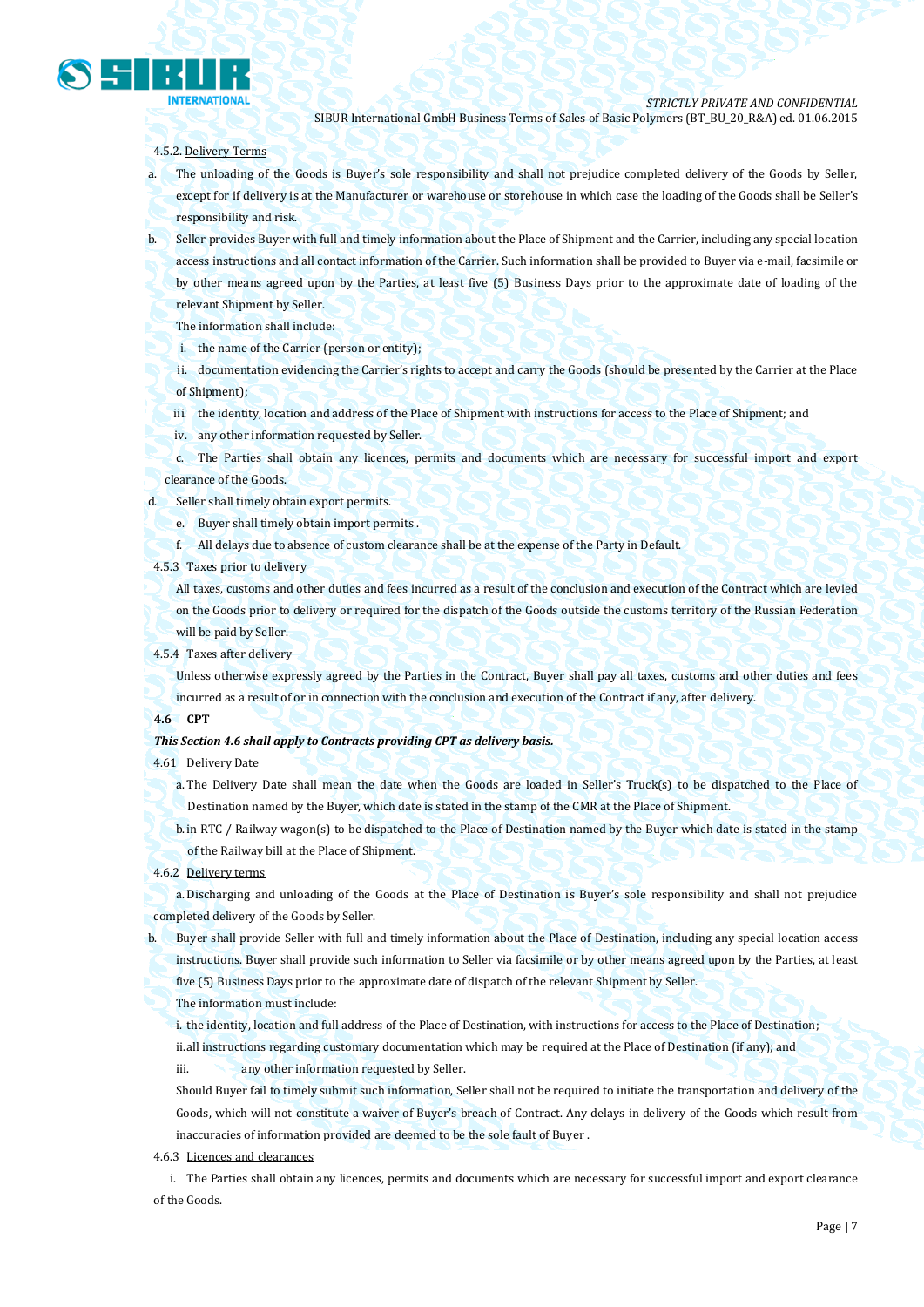4.5.2. Delivery Terms

a. The unloading of the Goods is Buyer's sole responsibility and shall not prejudice completed delivery of the Goods by Seller, except for if delivery is at the Manufacturer or warehouse or storehouse in which case the loading of the Goods shall be Seller's responsibility and risk.

b. Seller provides Buyer with full and timely information about the Place of Shipment and the Carrier, including any special location access instructions and all contact information of the Carrier. Such information shall be provided to Buyer via e-mail, facsimile or by other means agreed upon by the Parties, at least five (5) Business Days prior to the approximate date of loading of the relevant Shipment by Seller.

The information shall include:

i. the name of the Carrier (person or entity);

ii. documentation evidencing the Carrier's rights to accept and carry the Goods (should be presented by the Carrier at the Place of Shipment);

iii. the identity, location and address of the Place of Shipment with instructions for access to the Place of Shipment; and

iv. any other information requested by Seller.

c. The Parties shall obtain any licences, permits and documents which are necessary for successful import and export clearance of the Goods.

d. Seller shall timely obtain export permits.

e. Buyer shall timely obtain import permits .

f. All delays due to absence of custom clearance shall be at the expense of the Party in Default.

4.5.3 Taxes prior to delivery

All taxes, customs and other duties and fees incurred as a result of the conclusion and execution of the Contract which are levied on the Goods prior to delivery or required for the dispatch of the Goods outside the customs territory of the Russian Federation will be paid by Seller.

4.5.4 Taxes after delivery

Unless otherwise expressly agreed by the Parties in the Contract, Buyer shall pay all taxes, customs and other duties and fees incurred as a result of or in connection with the conclusion and execution of the Contract if any, after delivery.

**4.6 CPT**

***This Section 4.6 shall apply to Contracts providing CPT as delivery basis.***

4.61 Delivery Date

a. The Delivery Date shall mean the date when the Goods are loaded in Seller's Truck(s) to be dispatched to the Place of Destination named by the Buyer, which date is stated in the stamp of the CMR at the Place of Shipment.

b. in RTC / Railway wagon(s) to be dispatched to the Place of Destination named by the Buyer which date is stated in the stamp of the Railway bill at the Place of Shipment.

4.6.2 Delivery terms

a. Discharging and unloading of the Goods at the Place of Destination is Buyer's sole responsibility and shall not prejudice completed delivery of the Goods by Seller.

b. Buyer shall provide Seller with full and timely information about the Place of Destination, including any special location access instructions. Buyer shall provide such information to Seller via facsimile or by other means agreed upon by the Parties, at least five (5) Business Days prior to the approximate date of dispatch of the relevant Shipment by Seller.

The information must include:

i. the identity, location and full address of the Place of Destination, with instructions for access to the Place of Destination;

ii. all instructions regarding customary documentation which may be required at the Place of Destination (if any); and

iii. any other information requested by Seller.

Should Buyer fail to timely submit such information, Seller shall not be required to initiate the transportation and delivery of the Goods, which will not constitute a waiver of Buyer's breach of Contract. Any delays in delivery of the Goods which result from inaccuracies of information provided are deemed to be the sole fault of Buyer .

4.6.3 Licences and clearances

i. The Parties shall obtain any licences, permits and documents which are necessary for successful import and export clearance of the Goods.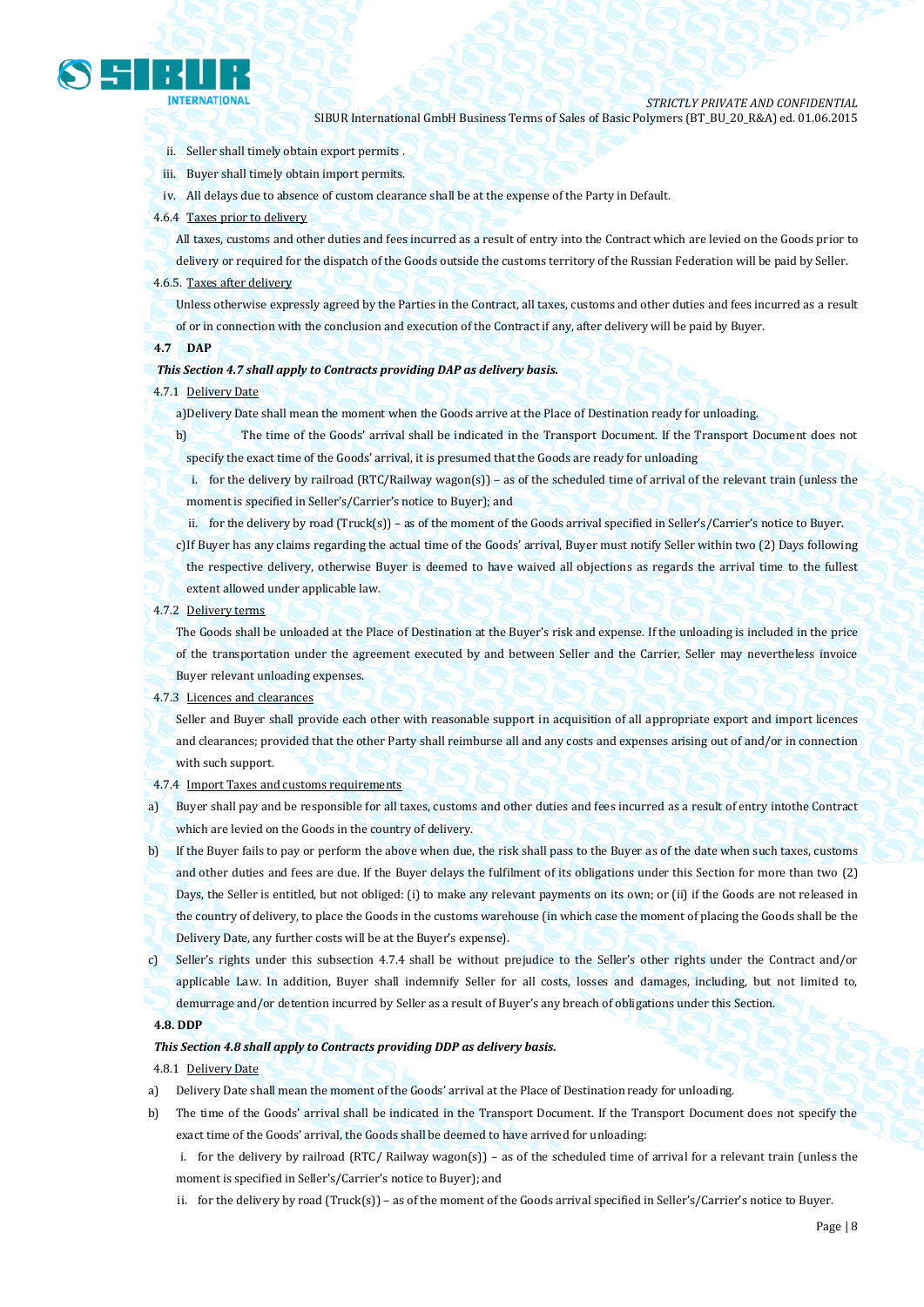ii. Seller shall timely obtain export permits .

iii. Buyer shall timely obtain import permits.

iv. All delays due to absence of custom clearance shall be at the expense of the Party in Default.

4.6.4 Taxes prior to delivery

All taxes, customs and other duties and fees incurred as a result of entry into the Contract which are levied on the Goods prior to delivery or required for the dispatch of the Goods outside the customs territory of the Russian Federation will be paid by Seller.

4.6.5. Taxes after delivery

Unless otherwise expressly agreed by the Parties in the Contract, all taxes, customs and other duties and fees incurred as a result of or in connection with the conclusion and execution of the Contract if any, after delivery will be paid by Buyer.

**4.7 DAP**

***This Section 4.7 shall apply to Contracts providing DAP as delivery basis.***

4.7.1 Delivery Date

a)Delivery Date shall mean the moment when the Goods arrive at the Place of Destination ready for unloading.

b) The time of the Goods' arrival shall be indicated in the Transport Document. If the Transport Document does not specify the exact time of the Goods' arrival, it is presumed that the Goods are ready for unloading

i. for the delivery by railroad (RTC/Railway wagon(s)) – as of the scheduled time of arrival of the relevant train (unless the moment is specified in Seller's/Carrier's notice to Buyer); and

ii. for the delivery by road (Truck(s)) – as of the moment of the Goods arrival specified in Seller's/Carrier's notice to Buyer.

c)If Buyer has any claims regarding the actual time of the Goods' arrival, Buyer must notify Seller within two (2) Days following the respective delivery, otherwise Buyer is deemed to have waived all objections as regards the arrival time to the fullest extent allowed under applicable law.

4.7.2 Delivery terms

The Goods shall be unloaded at the Place of Destination at the Buyer's risk and expense. If the unloading is included in the price of the transportation under the agreement executed by and between Seller and the Carrier, Seller may nevertheless invoice Buyer relevant unloading expenses.

4.7.3 Licences and clearances

Seller and Buyer shall provide each other with reasonable support in acquisition of all appropriate export and import licences and clearances; provided that the other Party shall reimburse all and any costs and expenses arising out of and/or in connection with such support.

4.7.4 Import Taxes and customs requirements

a) Buyer shall pay and be responsible for all taxes, customs and other duties and fees incurred as a result of entry intothe Contract which are levied on the Goods in the country of delivery.

b) If the Buyer fails to pay or perform the above when due, the risk shall pass to the Buyer as of the date when such taxes, customs and other duties and fees are due. If the Buyer delays the fulfilment of its obligations under this Section for more than two (2) Days, the Seller is entitled, but not obliged: (i) to make any relevant payments on its own; or (ii) if the Goods are not released in the country of delivery, to place the Goods in the customs warehouse (in which case the moment of placing the Goods shall be the Delivery Date, any further costs will be at the Buyer's expense).

c) Seller's rights under this subsection 4.7.4 shall be without prejudice to the Seller's other rights under the Contract and/or applicable Law. In addition, Buyer shall indemnify Seller for all costs, losses and damages, including, but not limited to, demurrage and/or detention incurred by Seller as a result of Buyer's any breach of obligations under this Section.

**4.8. DDP**

***This Section 4.8 shall apply to Contracts providing DDP as delivery basis.***

4.8.1 Delivery Date

a) Delivery Date shall mean the moment of the Goods' arrival at the Place of Destination ready for unloading.

b) The time of the Goods' arrival shall be indicated in the Transport Document. If the Transport Document does not specify the exact time of the Goods' arrival, the Goods shall be deemed to have arrived for unloading:

i. for the delivery by railroad (RTC/ Railway wagon(s)) – as of the scheduled time of arrival for a relevant train (unless the moment is specified in Seller's/Carrier's notice to Buyer); and

ii. for the delivery by road (Truck(s)) – as of the moment of the Goods arrival specified in Seller's/Carrier's notice to Buyer.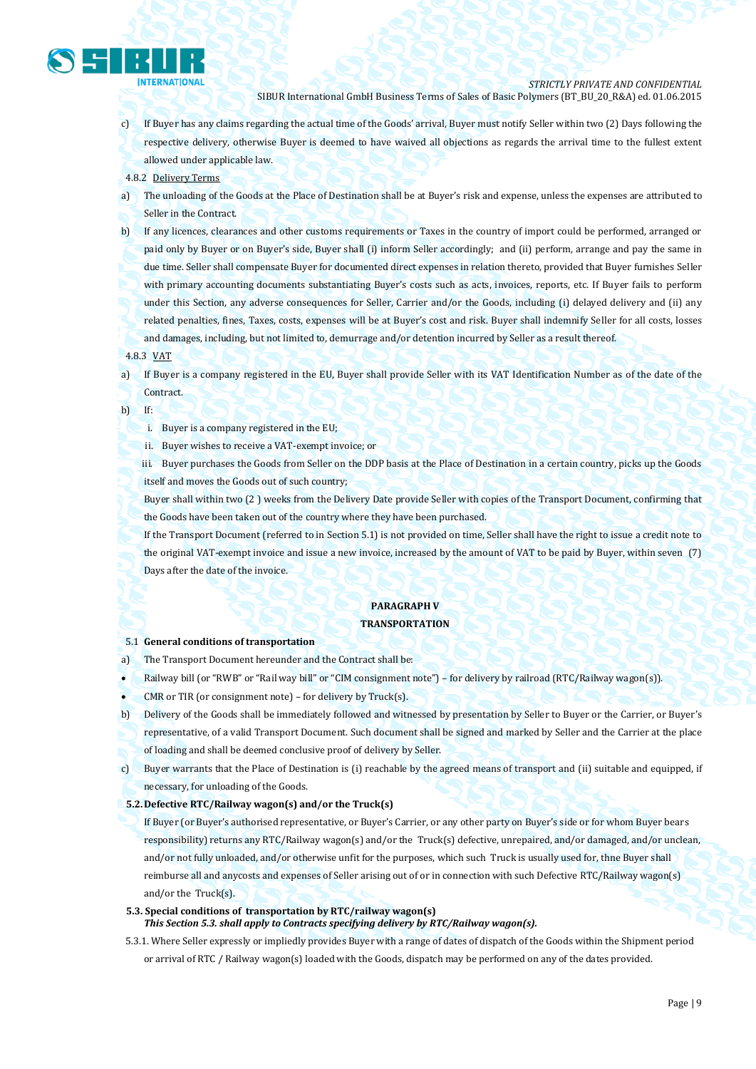c) If Buyer has any claims regarding the actual time of the Goods' arrival, Buyer must notify Seller within two (2) Days following the respective delivery, otherwise Buyer is deemed to have waived all objections as regards the arrival time to the fullest extent allowed under applicable law.

4.8.2 Delivery Terms

a) The unloading of the Goods at the Place of Destination shall be at Buyer's risk and expense, unless the expenses are attributed to Seller in the Contract.

b) If any licences, clearances and other customs requirements or Taxes in the country of import could be performed, arranged or paid only by Buyer or on Buyer's side, Buyer shall (i) inform Seller accordingly; and (ii) perform, arrange and pay the same in due time. Seller shall compensate Buyer for documented direct expenses in relation thereto, provided that Buyer furnishes Seller with primary accounting documents substantiating Buyer's costs such as acts, invoices, reports, etc. If Buyer fails to perform under this Section, any adverse consequences for Seller, Carrier and/or the Goods, including (i) delayed delivery and (ii) any related penalties, fines, Taxes, costs, expenses will be at Buyer's cost and risk. Buyer shall indemnify Seller for all costs, losses and damages, including, but not limited to, demurrage and/or detention incurred by Seller as a result thereof.

4.8.3 VAT

a) If Buyer is a company registered in the EU, Buyer shall provide Seller with its VAT Identification Number as of the date of the Contract.

b) If:

i. Buyer is a company registered in the EU;

ii. Buyer wishes to receive a VAT-exempt invoice; or

iii. Buyer purchases the Goods from Seller on the DDP basis at the Place of Destination in a certain country, picks up the Goods itself and moves the Goods out of such country;

Buyer shall within two (2 ) weeks from the Delivery Date provide Seller with copies of the Transport Document, confirming that the Goods have been taken out of the country where they have been purchased.

If the Transport Document (referred to in Section 5.1) is not provided on time, Seller shall have the right to issue a credit note to the original VAT-exempt invoice and issue a new invoice, increased by the amount of VAT to be paid by Buyer, within seven (7) Days after the date of the invoice.

## PARAGRAPH V
## TRANSPORTATION

**5.1 General conditions of transportation**

a) The Transport Document hereunder and the Contract shall be:

- Railway bill (or "RWB" or "Rail way bill" or "CIM consignment note") – for delivery by railroad (RTC/Railway wagon(s)).
- CMR or TIR (or consignment note) – for delivery by Truck(s).

b) Delivery of the Goods shall be immediately followed and witnessed by presentation by Seller to Buyer or the Carrier, or Buyer's representative, of a valid Transport Document. Such document shall be signed and marked by Seller and the Carrier at the place of loading and shall be deemed conclusive proof of delivery by Seller.

c) Buyer warrants that the Place of Destination is (i) reachable by the agreed means of transport and (ii) suitable and equipped, if necessary, for unloading of the Goods.

**5.2. Defective RTC/Railway wagon(s) and/or the Truck(s)**

If Buyer (or Buyer's authorised representative, or Buyer's Carrier, or any other party on Buyer's side or for whom Buyer bears responsibility) returns any RTC/Railway wagon(s) and/or the Truck(s) defective, unrepaired, and/or damaged, and/or unclean, and/or not fully unloaded, and/or otherwise unfit for the purposes, which such Truck is usually used for, thne Buyer shall reimburse all and anycosts and expenses of Seller arising out of or in connection with such Defective RTC/Railway wagon(s) and/or the Truck(s).

**5.3. Special conditions of transportation by RTC/railway wagon(s)**

***This Section 5.3. shall apply to Contracts specifying delivery by RTC/Railway wagon(s).***

5.3.1. Where Seller expressly or impliedly provides Buyer with a range of dates of dispatch of the Goods within the Shipment period or arrival of RTC / Railway wagon(s) loaded with the Goods, dispatch may be performed on any of the dates provided.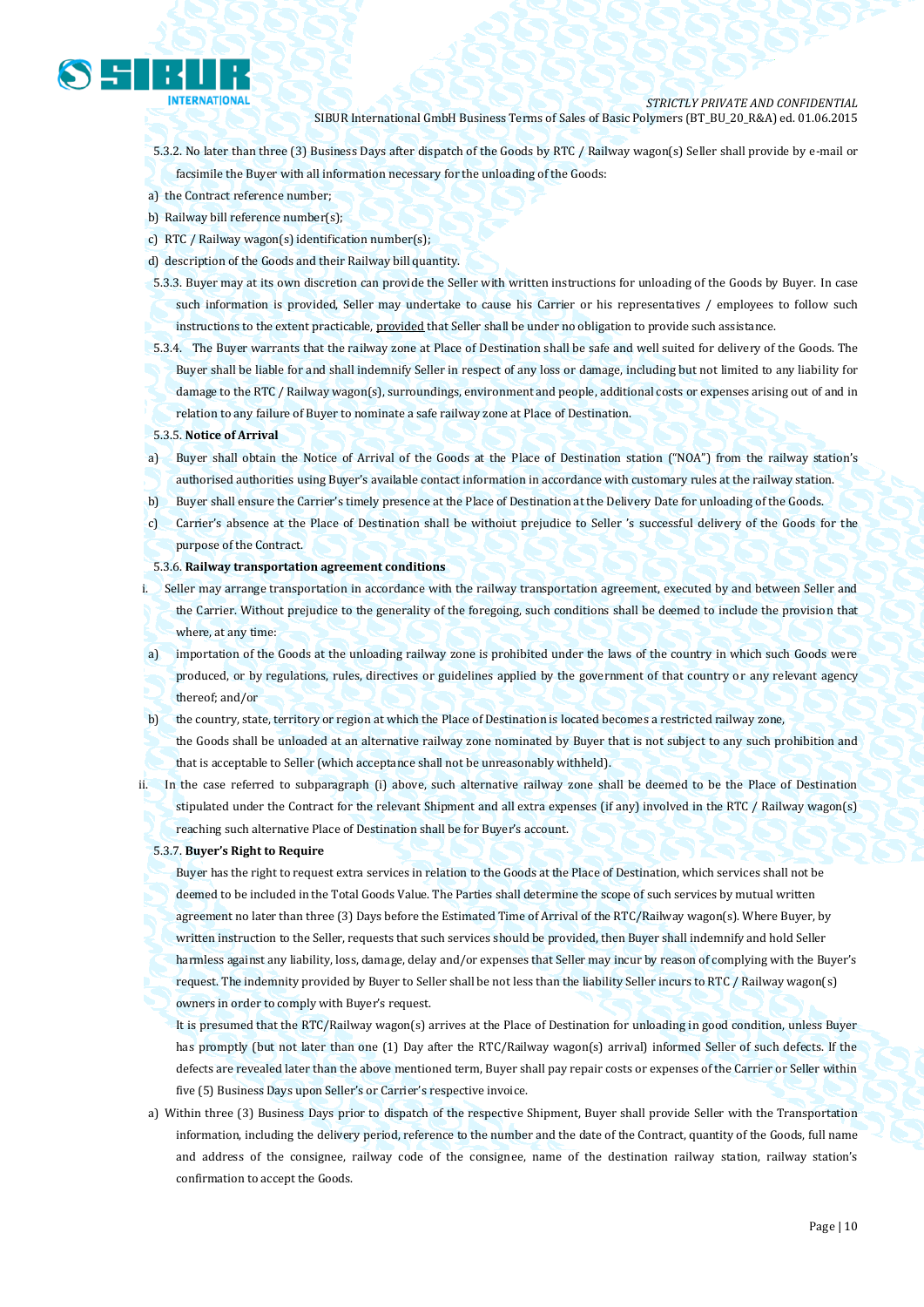5.3.2. No later than three (3) Business Days after dispatch of the Goods by RTC / Railway wagon(s) Seller shall provide by e-mail or facsimile the Buyer with all information necessary for the unloading of the Goods:

a) the Contract reference number;
b) Railway bill reference number(s);
c) RTC / Railway wagon(s) identification number(s);
d) description of the Goods and their Railway bill quantity.

5.3.3. Buyer may at its own discretion can provide the Seller with written instructions for unloading of the Goods by Buyer. In case such information is provided, Seller may undertake to cause his Carrier or his representatives / employees to follow such instructions to the extent practicable, provided that Seller shall be under no obligation to provide such assistance.

5.3.4. The Buyer warrants that the railway zone at Place of Destination shall be safe and well suited for delivery of the Goods. The Buyer shall be liable for and shall indemnify Seller in respect of any loss or damage, including but not limited to any liability for damage to the RTC / Railway wagon(s), surroundings, environment and people, additional costs or expenses arising out of and in relation to any failure of Buyer to nominate a safe railway zone at Place of Destination.

5.3.5. **Notice of Arrival**

a) Buyer shall obtain the Notice of Arrival of the Goods at the Place of Destination station ("NOA") from the railway station's authorised authorities using Buyer's available contact information in accordance with customary rules at the railway station.

b) Buyer shall ensure the Carrier's timely presence at the Place of Destination at the Delivery Date for unloading of the Goods.

c) Carrier's absence at the Place of Destination shall be withoiut prejudice to Seller 's successful delivery of the Goods for the purpose of the Contract.

5.3.6. **Railway transportation agreement conditions**

i. Seller may arrange transportation in accordance with the railway transportation agreement, executed by and between Seller and the Carrier. Without prejudice to the generality of the foregoing, such conditions shall be deemed to include the provision that where, at any time:

a) importation of the Goods at the unloading railway zone is prohibited under the laws of the country in which such Goods were produced, or by regulations, rules, directives or guidelines applied by the government of that country or any relevant agency thereof; and/or

b) the country, state, territory or region at which the Place of Destination is located becomes a restricted railway zone,

the Goods shall be unloaded at an alternative railway zone nominated by Buyer that is not subject to any such prohibition and that is acceptable to Seller (which acceptance shall not be unreasonably withheld).

ii. In the case referred to subparagraph (i) above, such alternative railway zone shall be deemed to be the Place of Destination stipulated under the Contract for the relevant Shipment and all extra expenses (if any) involved in the RTC / Railway wagon(s) reaching such alternative Place of Destination shall be for Buyer's account.

5.3.7. **Buyer's Right to Require**

Buyer has the right to request extra services in relation to the Goods at the Place of Destination, which services shall not be deemed to be included in the Total Goods Value. The Parties shall determine the scope of such services by mutual written agreement no later than three (3) Days before the Estimated Time of Arrival of the RTC/Railway wagon(s). Where Buyer, by written instruction to the Seller, requests that such services should be provided, then Buyer shall indemnify and hold Seller harmless against any liability, loss, damage, delay and/or expenses that Seller may incur by reason of complying with the Buyer's request. The indemnity provided by Buyer to Seller shall be not less than the liability Seller incurs to RTC / Railway wagon(s) owners in order to comply with Buyer's request.

It is presumed that the RTC/Railway wagon(s) arrives at the Place of Destination for unloading in good condition, unless Buyer has promptly (but not later than one (1) Day after the RTC/Railway wagon(s) arrival) informed Seller of such defects. If the defects are revealed later than the above mentioned term, Buyer shall pay repair costs or expenses of the Carrier or Seller within five (5) Business Days upon Seller's or Carrier's respective invoice.

a) Within three (3) Business Days prior to dispatch of the respective Shipment, Buyer shall provide Seller with the Transportation information, including the delivery period, reference to the number and the date of the Contract, quantity of the Goods, full name and address of the consignee, railway code of the consignee, name of the destination railway station, railway station's confirmation to accept the Goods.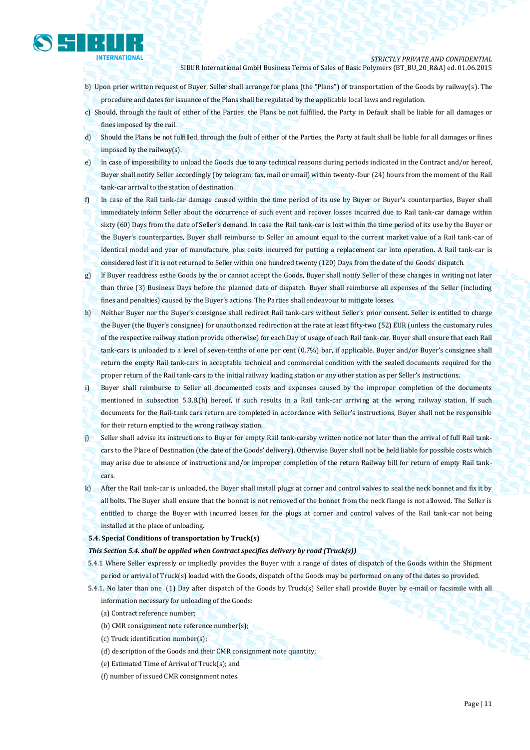b) Upon prior written request of Buyer, Seller shall arrange for plans (the "Plans") of transportation of the Goods by railway(s). The procedure and dates for issuance of the Plans shall be regulated by the applicable local laws and regulation.

c) Should, through the fault of either of the Parties, the Plans be not fulfilled, the Party in Default shall be liable for all damages or fines imposed by the rail.

d) Should the Plans be not fulfilled, through the fault of either of the Parties, the Party at fault shall be liable for all damages or fines imposed by the railway(s).

e) In case of impossibility to unload the Goods due to any technical reasons during periods indicated in the Contract and/or hereof, Buyer shall notify Seller accordingly (by telegram, fax, mail or email) within twenty-four (24) hours from the moment of the Rail tank-car arrival to the station of destination.

f) In case of the Rail tank-car damage caused within the time period of its use by Buyer or Buyer's counterparties, Buyer shall immediately inform Seller about the occurrence of such event and recover losses incurred due to Rail tank-car damage within sixty (60) Days from the date of Seller's demand. In case the Rail tank-car is lost within the time period of its use by the Buyer or the Buyer's counterparties, Buyer shall reimburse to Seller an amount equal to the current market value of a Rail tank-car of identical model and year of manufacture, plus costs incurred for putting a replacement car into operation. A Rail tank-car is considered lost if it is not returned to Seller within one hundred twenty (120) Days from the date of the Goods' dispatch.

g) If Buyer readdress esthe Goods by the or cannot accept the Goods, Buyer shall notify Seller of these changes in writing not later than three (3) Business Days before the planned date of dispatch. Buyer shall reimburse all expenses of the Seller (including fines and penalties) caused by the Buyer's actions. The Parties shall endeavour to mitigate losses.

h) Neither Buyer nor the Buyer's consignee shall redirect Rail tank-cars without Seller's prior consent. Seller is entitled to charge the Buyer (the Buyer's consignee) for unauthorized redirection at the rate at least fifty-two (52) EUR (unless the customary rules of the respective railway station provide otherwise) for each Day of usage of each Rail tank-car. Buyer shall ensure that each Rail tank-cars is unloaded to a level of seven-tenths of one per cent (0.7%) bar, if applicable. Buyer and/or Buyer's consignee shall return the empty Rail tank-cars in acceptable technical and commercial condition with the sealed documents required for the proper return of the Rail tank-cars to the initial railway loading station or any other station as per Seller's instructions.

i) Buyer shall reimburse to Seller all documented costs and expenses caused by the improper completion of the documents mentioned in subsection 5.3.8.(h) hereof, if such results in a Rail tank-car arriving at the wrong railway station. If such documents for the Rail-tank cars return are completed in accordance with Seller's instructions, Buyer shall not be responsible for their return emptied to the wrong railway station.

j) Seller shall advise its instructions to Buyer for empty Rail tank-carsby written notice not later than the arrival of full Rail tank-cars to the Place of Destination (the date of the Goods' delivery). Otherwise Buyer shall not be held liable for possible costs which may arise due to absence of instructions and/or improper completion of the return Railway bill for return of empty Rail tank-cars.

k) After the Rail tank-car is unloaded, the Buyer shall install plugs at corner and control valves to seal the neck bonnet and fix it by all bolts. The Buyer shall ensure that the bonnet is not removed of the bonnet from the neck flange is not allowed. The Seller is entitled to charge the Buyer with incurred losses for the plugs at corner and control valves of the Rail tank-car not being installed at the place of unloading.

**5.4. Special Conditions of transportation by Truck(s)**

***This Section 5.4. shall be applied when Contract specifies delivery by road (Truck(s))***

5.4.1 Where Seller expressly or impliedly provides the Buyer with a range of dates of dispatch of the Goods within the Shipment period or arrival of Truck(s) loaded with the Goods, dispatch of the Goods may be performed on any of the dates so provided.

5.4.1. No later than one (1) Day after dispatch of the Goods by Truck(s) Seller shall provide Buyer by e-mail or facsimile with all information necessary for unloading of the Goods:

(a) Contract reference number;

(b) CMR consignment note reference number(s);

(c) Truck identification number(s);

(d) description of the Goods and their CMR consignment note quantity;

(e) Estimated Time of Arrival of Truck(s); and

(f) number of issued CMR consignment notes.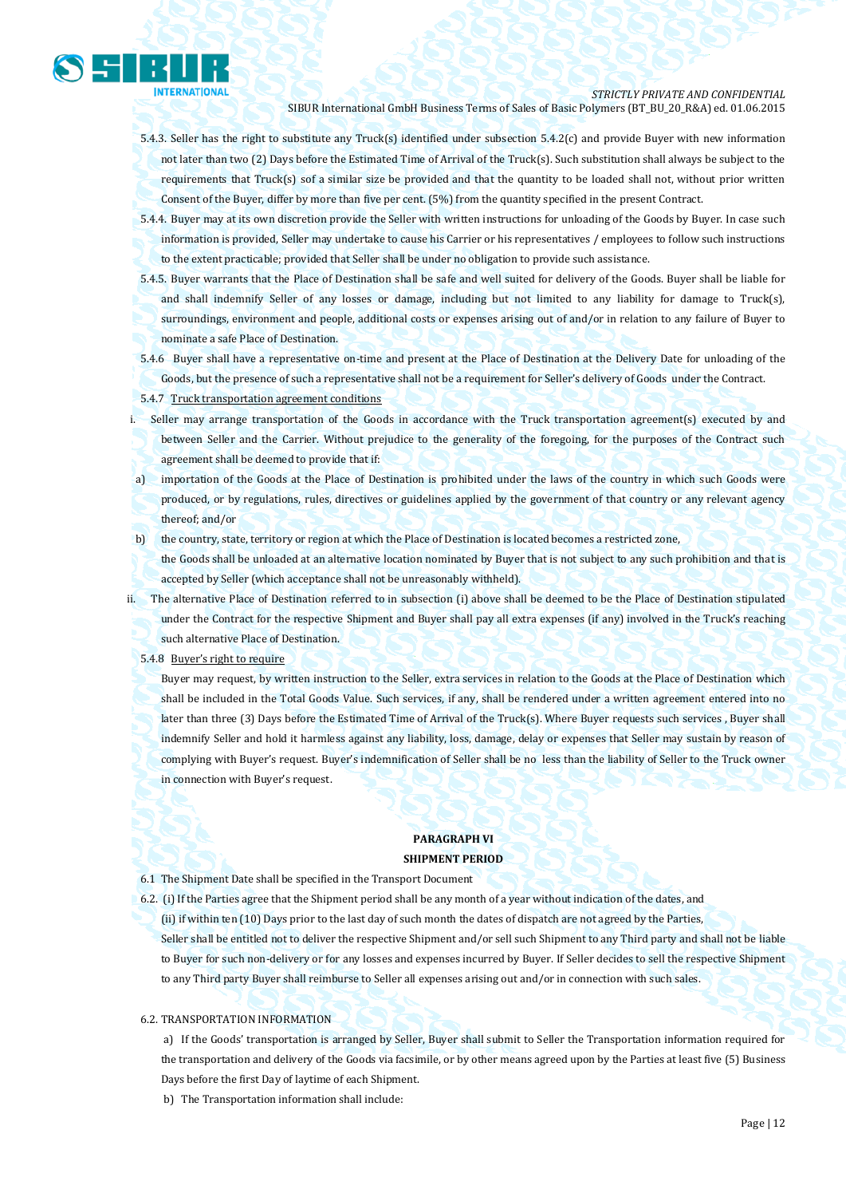5.4.3. Seller has the right to substitute any Truck(s) identified under subsection 5.4.2(c) and provide Buyer with new information not later than two (2) Days before the Estimated Time of Arrival of the Truck(s). Such substitution shall always be subject to the requirements that Truck(s) sof a similar size be provided and that the quantity to be loaded shall not, without prior written Consent of the Buyer, differ by more than five per cent. (5%) from the quantity specified in the present Contract.

5.4.4. Buyer may at its own discretion provide the Seller with written instructions for unloading of the Goods by Buyer. In case such information is provided, Seller may undertake to cause his Carrier or his representatives / employees to follow such instructions to the extent practicable; provided that Seller shall be under no obligation to provide such assistance.

5.4.5. Buyer warrants that the Place of Destination shall be safe and well suited for delivery of the Goods. Buyer shall be liable for and shall indemnify Seller of any losses or damage, including but not limited to any liability for damage to Truck(s), surroundings, environment and people, additional costs or expenses arising out of and/or in relation to any failure of Buyer to nominate a safe Place of Destination.

5.4.6 Buyer shall have a representative on-time and present at the Place of Destination at the Delivery Date for unloading of the Goods, but the presence of such a representative shall not be a requirement for Seller's delivery of Goods under the Contract.

5.4.7 <u>Truck transportation agreement conditions</u>

i. Seller may arrange transportation of the Goods in accordance with the Truck transportation agreement(s) executed by and between Seller and the Carrier. Without prejudice to the generality of the foregoing, for the purposes of the Contract such agreement shall be deemed to provide that if:

a) importation of the Goods at the Place of Destination is prohibited under the laws of the country in which such Goods were produced, or by regulations, rules, directives or guidelines applied by the government of that country or any relevant agency thereof; and/or

b) the country, state, territory or region at which the Place of Destination is located becomes a restricted zone,

the Goods shall be unloaded at an alternative location nominated by Buyer that is not subject to any such prohibition and that is accepted by Seller (which acceptance shall not be unreasonably withheld).

ii. The alternative Place of Destination referred to in subsection (i) above shall be deemed to be the Place of Destination stipulated under the Contract for the respective Shipment and Buyer shall pay all extra expenses (if any) involved in the Truck's reaching such alternative Place of Destination.

5.4.8 <u>Buyer's right to require</u>

Buyer may request, by written instruction to the Seller, extra services in relation to the Goods at the Place of Destination which shall be included in the Total Goods Value. Such services, if any, shall be rendered under a written agreement entered into no later than three (3) Days before the Estimated Time of Arrival of the Truck(s). Where Buyer requests such services , Buyer shall indemnify Seller and hold it harmless against any liability, loss, damage, delay or expenses that Seller may sustain by reason of complying with Buyer's request. Buyer's indemnification of Seller shall be no less than the liability of Seller to the Truck owner in connection with Buyer's request.

## PARAGRAPH VI

## SHIPMENT PERIOD

6.1 The Shipment Date shall be specified in the Transport Document

6.2. (i) If the Parties agree that the Shipment period shall be any month of a year without indication of the dates, and

(ii) if within ten (10) Days prior to the last day of such month the dates of dispatch are not agreed by the Parties,

Seller shall be entitled not to deliver the respective Shipment and/or sell such Shipment to any Third party and shall not be liable to Buyer for such non-delivery or for any losses and expenses incurred by Buyer. If Seller decides to sell the respective Shipment to any Third party Buyer shall reimburse to Seller all expenses arising out and/or in connection with such sales.

6.2. TRANSPORTATION INFORMATION

a) If the Goods' transportation is arranged by Seller, Buyer shall submit to Seller the Transportation information required for the transportation and delivery of the Goods via facsimile, or by other means agreed upon by the Parties at least five (5) Business Days before the first Day of laytime of each Shipment.

b) The Transportation information shall include: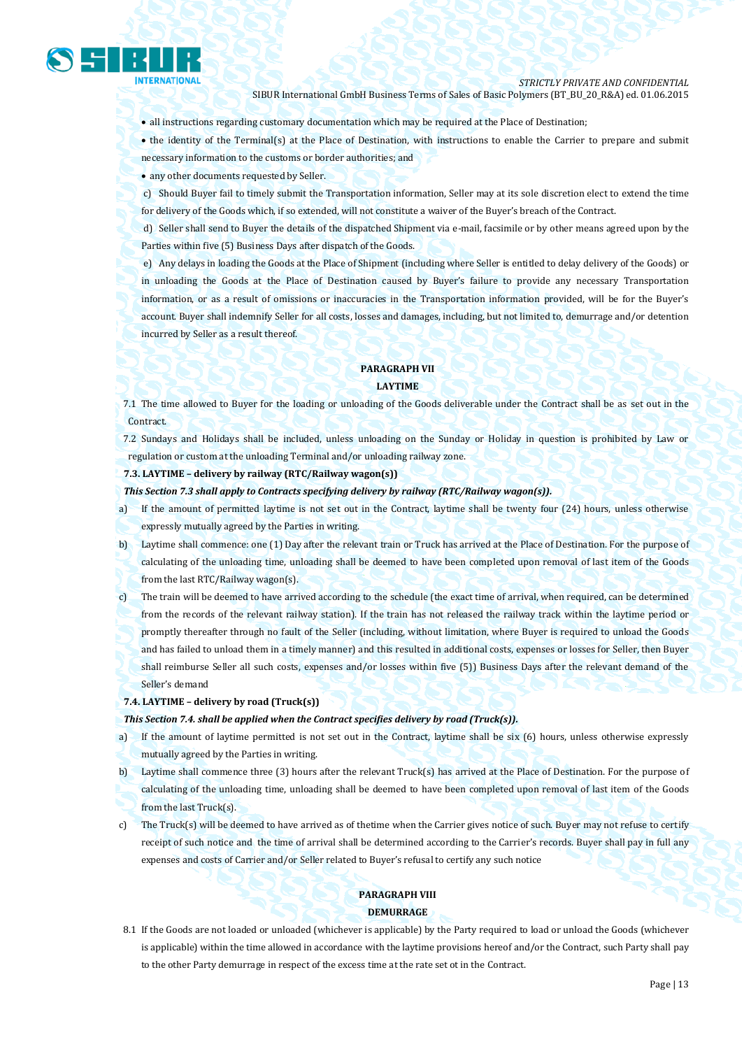- all instructions regarding customary documentation which may be required at the Place of Destination;
- the identity of the Terminal(s) at the Place of Destination, with instructions to enable the Carrier to prepare and submit necessary information to the customs or border authorities; and
- any other documents requested by Seller.

c) Should Buyer fail to timely submit the Transportation information, Seller may at its sole discretion elect to extend the time for delivery of the Goods which, if so extended, will not constitute a waiver of the Buyer's breach of the Contract.

d) Seller shall send to Buyer the details of the dispatched Shipment via e-mail, facsimile or by other means agreed upon by the Parties within five (5) Business Days after dispatch of the Goods.

e) Any delays in loading the Goods at the Place of Shipment (including where Seller is entitled to delay delivery of the Goods) or in unloading the Goods at the Place of Destination caused by Buyer's failure to provide any necessary Transportation information, or as a result of omissions or inaccuracies in the Transportation information provided, will be for the Buyer's account. Buyer shall indemnify Seller for all costs, losses and damages, including, but not limited to, demurrage and/or detention incurred by Seller as a result thereof.

## PARAGRAPH VII

## LAYTIME

7.1 The time allowed to Buyer for the loading or unloading of the Goods deliverable under the Contract shall be as set out in the Contract.

7.2 Sundays and Holidays shall be included, unless unloading on the Sunday or Holiday in question is prohibited by Law or regulation or custom at the unloading Terminal and/or unloading railway zone.

**7.3. LAYTIME – delivery by railway (RTC/Railway wagon(s))**

***This Section 7.3 shall apply to Contracts specifying delivery by railway (RTC/Railway wagon(s)).***

a) If the amount of permitted laytime is not set out in the Contract, laytime shall be twenty four (24) hours, unless otherwise expressly mutually agreed by the Parties in writing.

b) Laytime shall commence: one (1) Day after the relevant train or Truck has arrived at the Place of Destination. For the purpose of calculating of the unloading time, unloading shall be deemed to have been completed upon removal of last item of the Goods from the last RTC/Railway wagon(s).

c) The train will be deemed to have arrived according to the schedule (the exact time of arrival, when required, can be determined from the records of the relevant railway station). If the train has not released the railway track within the laytime period or promptly thereafter through no fault of the Seller (including, without limitation, where Buyer is required to unload the Goods and has failed to unload them in a timely manner) and this resulted in additional costs, expenses or losses for Seller, then Buyer shall reimburse Seller all such costs, expenses and/or losses within five (5)) Business Days after the relevant demand of the Seller's demand

**7.4. LAYTIME – delivery by road (Truck(s))**

***This Section 7.4. shall be applied when the Contract specifies delivery by road (Truck(s)).***

a) If the amount of laytime permitted is not set out in the Contract, laytime shall be six (6) hours, unless otherwise expressly mutually agreed by the Parties in writing.

b) Laytime shall commence three (3) hours after the relevant Truck(s) has arrived at the Place of Destination. For the purpose of calculating of the unloading time, unloading shall be deemed to have been completed upon removal of last item of the Goods from the last Truck(s).

c) The Truck(s) will be deemed to have arrived as of thetime when the Carrier gives notice of such. Buyer may not refuse to certify receipt of such notice and the time of arrival shall be determined according to the Carrier's records. Buyer shall pay in full any expenses and costs of Carrier and/or Seller related to Buyer's refusal to certify any such notice

## PARAGRAPH VIII

## DEMURRAGE

8.1 If the Goods are not loaded or unloaded (whichever is applicable) by the Party required to load or unload the Goods (whichever is applicable) within the time allowed in accordance with the laytime provisions hereof and/or the Contract, such Party shall pay to the other Party demurrage in respect of the excess time at the rate set ot in the Contract.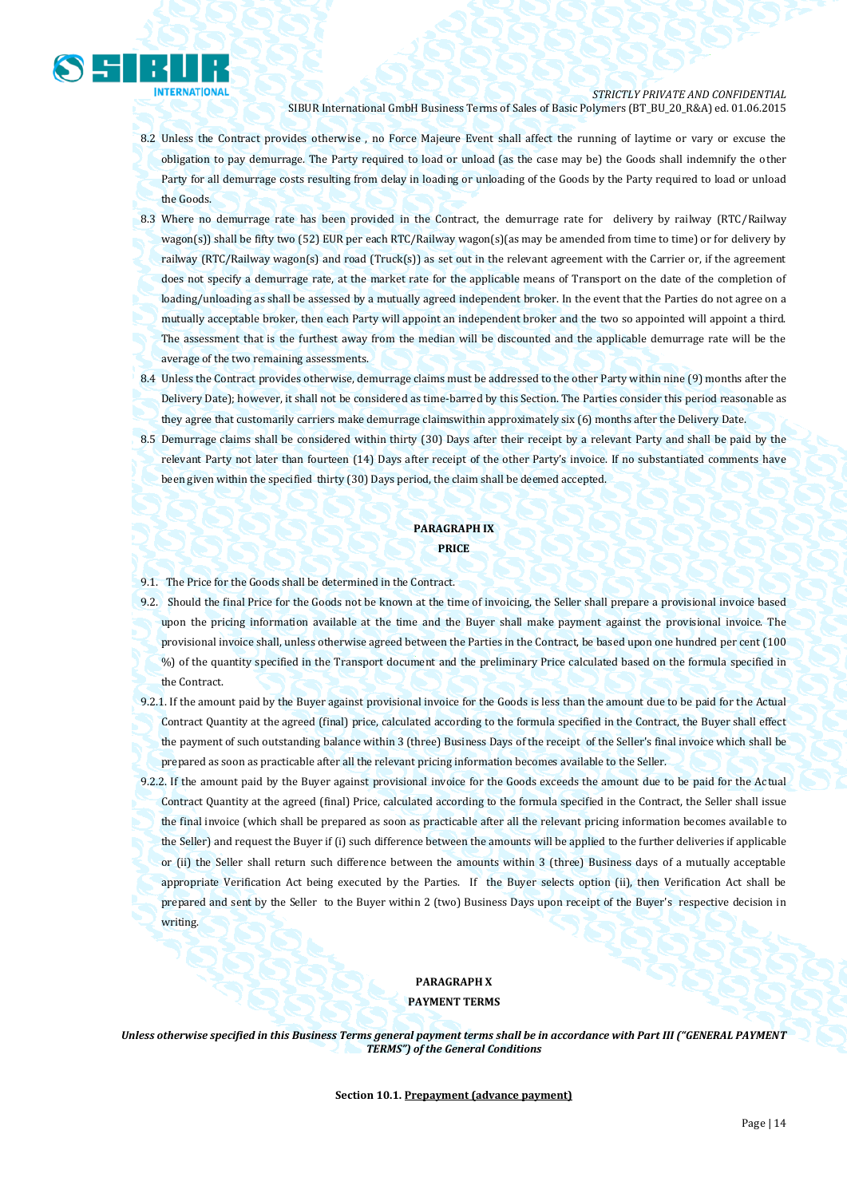8.2 Unless the Contract provides otherwise , no Force Majeure Event shall affect the running of laytime or vary or excuse the obligation to pay demurrage. The Party required to load or unload (as the case may be) the Goods shall indemnify the other Party for all demurrage costs resulting from delay in loading or unloading of the Goods by the Party required to load or unload the Goods.

8.3 Where no demurrage rate has been provided in the Contract, the demurrage rate for delivery by railway (RTC/Railway wagon(s)) shall be fifty two (52) EUR per each RTC/Railway wagon(s)(as may be amended from time to time) or for delivery by railway (RTC/Railway wagon(s) and road (Truck(s)) as set out in the relevant agreement with the Carrier or, if the agreement does not specify a demurrage rate, at the market rate for the applicable means of Transport on the date of the completion of loading/unloading as shall be assessed by a mutually agreed independent broker. In the event that the Parties do not agree on a mutually acceptable broker, then each Party will appoint an independent broker and the two so appointed will appoint a third. The assessment that is the furthest away from the median will be discounted and the applicable demurrage rate will be the average of the two remaining assessments.

8.4 Unless the Contract provides otherwise, demurrage claims must be addressed to the other Party within nine (9) months after the Delivery Date); however, it shall not be considered as time-barred by this Section. The Parties consider this period reasonable as they agree that customarily carriers make demurrage claimswithin approximately six (6) months after the Delivery Date.

8.5 Demurrage claims shall be considered within thirty (30) Days after their receipt by a relevant Party and shall be paid by the relevant Party not later than fourteen (14) Days after receipt of the other Party's invoice. If no substantiated comments have been given within the specified thirty (30) Days period, the claim shall be deemed accepted.

## PARAGRAPH IX
## PRICE

9.1. The Price for the Goods shall be determined in the Contract.

9.2. Should the final Price for the Goods not be known at the time of invoicing, the Seller shall prepare a provisional invoice based upon the pricing information available at the time and the Buyer shall make payment against the provisional invoice. The provisional invoice shall, unless otherwise agreed between the Parties in the Contract, be based upon one hundred per cent (100 %) of the quantity specified in the Transport document and the preliminary Price calculated based on the formula specified in the Contract.

9.2.1. If the amount paid by the Buyer against provisional invoice for the Goods is less than the amount due to be paid for the Actual Contract Quantity at the agreed (final) price, calculated according to the formula specified in the Contract, the Buyer shall effect the payment of such outstanding balance within 3 (three) Business Days of the receipt of the Seller's final invoice which shall be prepared as soon as practicable after all the relevant pricing information becomes available to the Seller.

9.2.2. If the amount paid by the Buyer against provisional invoice for the Goods exceeds the amount due to be paid for the Actual Contract Quantity at the agreed (final) Price, calculated according to the formula specified in the Contract, the Seller shall issue the final invoice (which shall be prepared as soon as practicable after all the relevant pricing information becomes available to the Seller) and request the Buyer if (i) such difference between the amounts will be applied to the further deliveries if applicable or (ii) the Seller shall return such difference between the amounts within 3 (three) Business days of a mutually acceptable appropriate Verification Act being executed by the Parties. If the Buyer selects option (ii), then Verification Act shall be prepared and sent by the Seller to the Buyer within 2 (two) Business Days upon receipt of the Buyer's respective decision in writing.

## PARAGRAPH X
## PAYMENT TERMS

***Unless otherwise specified in this Business Terms general payment terms shall be in accordance with Part III ("GENERAL PAYMENT TERMS") of the General Conditions***

**Section 10.1. Prepayment (advance payment)**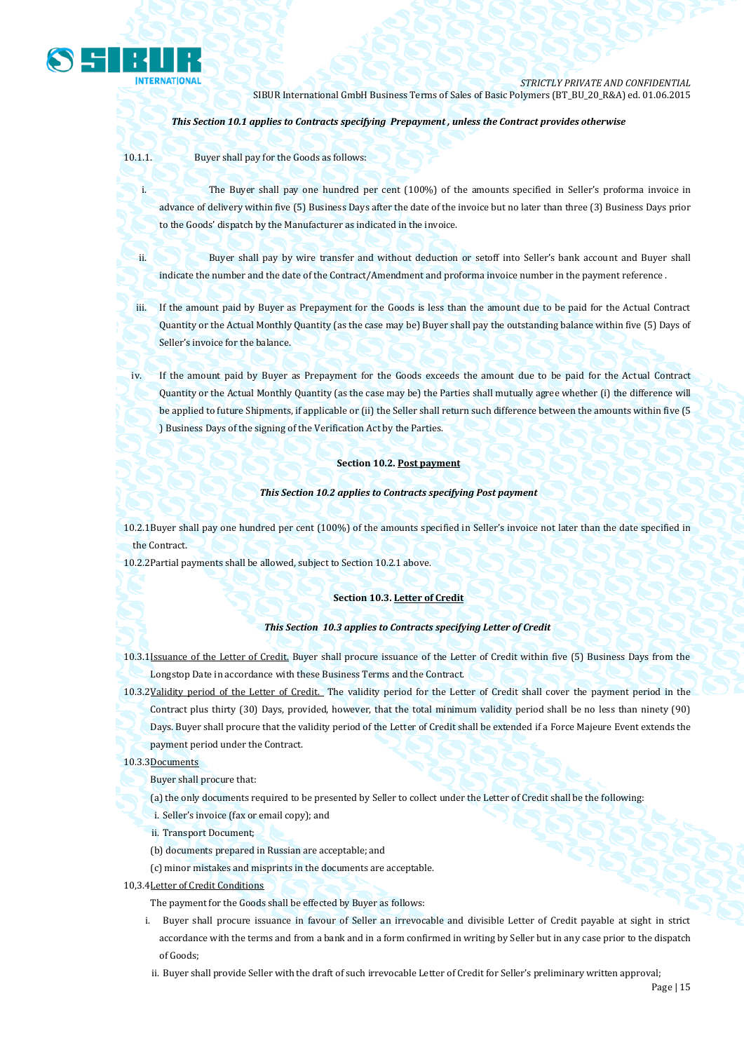***This Section 10.1 applies to Contracts specifying Prepayment , unless the Contract provides otherwise***

10.1.1. Buyer shall pay for the Goods as follows:

i. The Buyer shall pay one hundred per cent (100%) of the amounts specified in Seller's proforma invoice in advance of delivery within five (5) Business Days after the date of the invoice but no later than three (3) Business Days prior to the Goods' dispatch by the Manufacturer as indicated in the invoice.

ii. Buyer shall pay by wire transfer and without deduction or setoff into Seller's bank account and Buyer shall indicate the number and the date of the Contract/Amendment and proforma invoice number in the payment reference .

iii. If the amount paid by Buyer as Prepayment for the Goods is less than the amount due to be paid for the Actual Contract Quantity or the Actual Monthly Quantity (as the case may be) Buyer shall pay the outstanding balance within five (5) Days of Seller's invoice for the balance.

iv. If the amount paid by Buyer as Prepayment for the Goods exceeds the amount due to be paid for the Actual Contract Quantity or the Actual Monthly Quantity (as the case may be) the Parties shall mutually agree whether (i) the difference will be applied to future Shipments, if applicable or (ii) the Seller shall return such difference between the amounts within five (5 ) Business Days of the signing of the Verification Act by the Parties.

**Section 10.2. Post payment**

***This Section 10.2 applies to Contracts specifying Post payment***

10.2.1Buyer shall pay one hundred per cent (100%) of the amounts specified in Seller's invoice not later than the date specified in the Contract.

10.2.2Partial payments shall be allowed, subject to Section 10.2.1 above.

**Section 10.3. Letter of Credit**

***This Section 10.3 applies to Contracts specifying Letter of Credit***

10.3.1Issuance of the Letter of Credit. Buyer shall procure issuance of the Letter of Credit within five (5) Business Days from the Longstop Date in accordance with these Business Terms and the Contract.

10.3.2Validity period of the Letter of Credit. The validity period for the Letter of Credit shall cover the payment period in the Contract plus thirty (30) Days, provided, however, that the total minimum validity period shall be no less than ninety (90) Days. Buyer shall procure that the validity period of the Letter of Credit shall be extended if a Force Majeure Event extends the payment period under the Contract.

10.3.3Documents

Buyer shall procure that:

(a) the only documents required to be presented by Seller to collect under the Letter of Credit shall be the following:

i. Seller's invoice (fax or email copy); and

ii. Transport Document;

(b) documents prepared in Russian are acceptable; and

(c) minor mistakes and misprints in the documents are acceptable.

10,3.4Letter of Credit Conditions

The payment for the Goods shall be effected by Buyer as follows:

i. Buyer shall procure issuance in favour of Seller an irrevocable and divisible Letter of Credit payable at sight in strict accordance with the terms and from a bank and in a form confirmed in writing by Seller but in any case prior to the dispatch of Goods;

ii. Buyer shall provide Seller with the draft of such irrevocable Letter of Credit for Seller's preliminary written approval;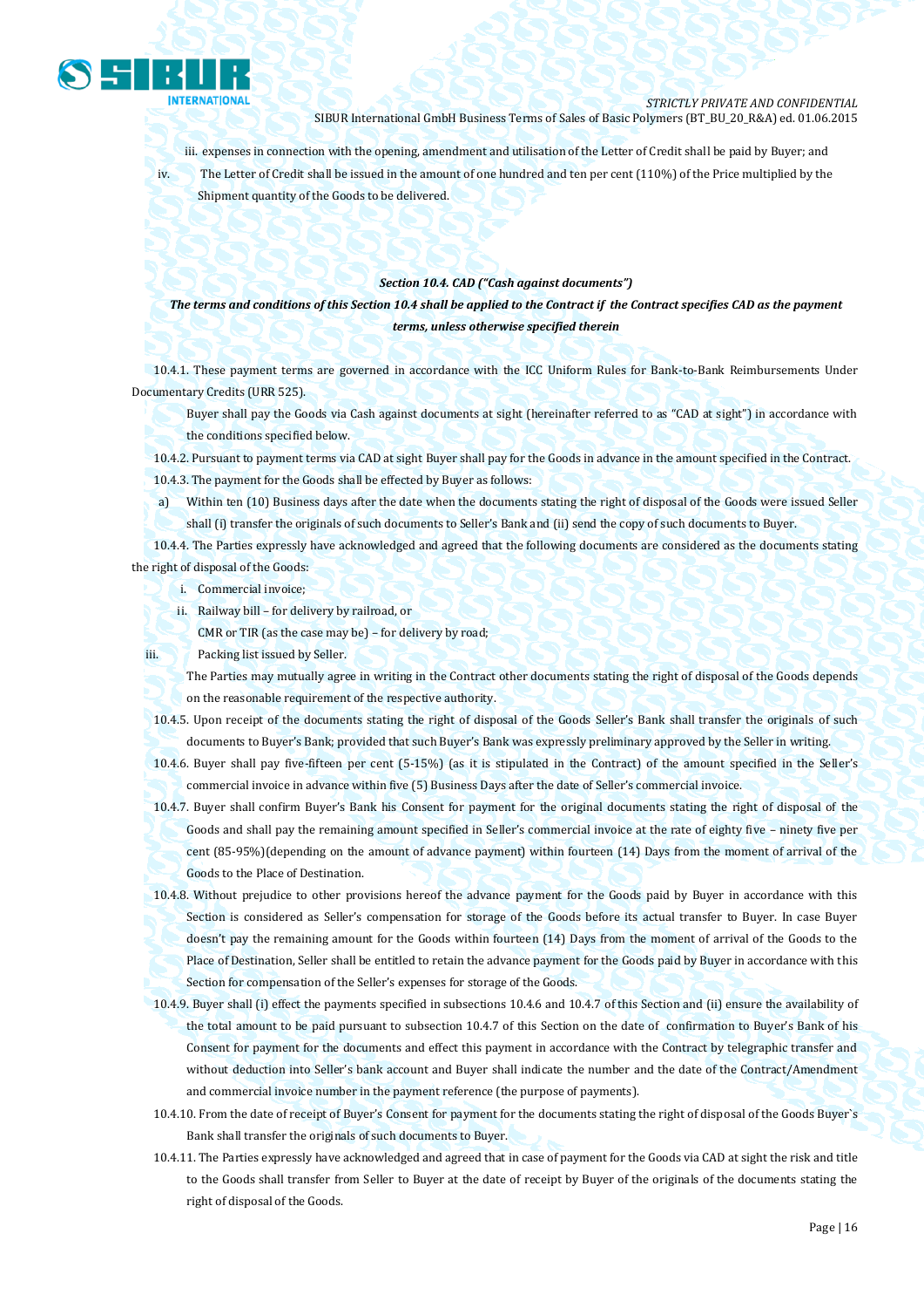iii. expenses in connection with the opening, amendment and utilisation of the Letter of Credit shall be paid by Buyer; and

iv. The Letter of Credit shall be issued in the amount of one hundred and ten per cent (110%) of the Price multiplied by the Shipment quantity of the Goods to be delivered.

***Section 10.4. CAD ("Cash against documents")***

***The terms and conditions of this Section 10.4 shall be applied to the Contract if the Contract specifies CAD as the payment terms, unless otherwise specified therein***

10.4.1. These payment terms are governed in accordance with the ICC Uniform Rules for Bank-to-Bank Reimbursements Under Documentary Credits (URR 525).

Buyer shall pay the Goods via Cash against documents at sight (hereinafter referred to as "CAD at sight") in accordance with the conditions specified below.

10.4.2. Pursuant to payment terms via CAD at sight Buyer shall pay for the Goods in advance in the amount specified in the Contract.

10.4.3. The payment for the Goods shall be effected by Buyer as follows:

a) Within ten (10) Business days after the date when the documents stating the right of disposal of the Goods were issued Seller shall (i) transfer the originals of such documents to Seller's Bank and (ii) send the copy of such documents to Buyer.

10.4.4. The Parties expressly have acknowledged and agreed that the following documents are considered as the documents stating the right of disposal of the Goods:

i. Commercial invoice;

ii. Railway bill – for delivery by railroad, or

CMR or TIR (as the case may be) – for delivery by road;

iii. Packing list issued by Seller.

The Parties may mutually agree in writing in the Contract other documents stating the right of disposal of the Goods depends on the reasonable requirement of the respective authority.

10.4.5. Upon receipt of the documents stating the right of disposal of the Goods Seller's Bank shall transfer the originals of such documents to Buyer's Bank; provided that such Buyer's Bank was expressly preliminary approved by the Seller in writing.

10.4.6. Buyer shall pay five-fifteen per cent (5-15%) (as it is stipulated in the Contract) of the amount specified in the Seller's commercial invoice in advance within five (5) Business Days after the date of Seller's commercial invoice.

10.4.7. Buyer shall confirm Buyer's Bank his Consent for payment for the original documents stating the right of disposal of the Goods and shall pay the remaining amount specified in Seller's commercial invoice at the rate of eighty five – ninety five per cent (85-95%)(depending on the amount of advance payment) within fourteen (14) Days from the moment of arrival of the Goods to the Place of Destination.

10.4.8. Without prejudice to other provisions hereof the advance payment for the Goods paid by Buyer in accordance with this Section is considered as Seller's compensation for storage of the Goods before its actual transfer to Buyer. In case Buyer doesn't pay the remaining amount for the Goods within fourteen (14) Days from the moment of arrival of the Goods to the Place of Destination, Seller shall be entitled to retain the advance payment for the Goods paid by Buyer in accordance with this Section for compensation of the Seller's expenses for storage of the Goods.

10.4.9. Buyer shall (i) effect the payments specified in subsections 10.4.6 and 10.4.7 of this Section and (ii) ensure the availability of the total amount to be paid pursuant to subsection 10.4.7 of this Section on the date of confirmation to Buyer's Bank of his Consent for payment for the documents and effect this payment in accordance with the Contract by telegraphic transfer and without deduction into Seller's bank account and Buyer shall indicate the number and the date of the Contract/Amendment and commercial invoice number in the payment reference (the purpose of payments).

10.4.10. From the date of receipt of Buyer's Consent for payment for the documents stating the right of disposal of the Goods Buyer`s Bank shall transfer the originals of such documents to Buyer.

10.4.11. The Parties expressly have acknowledged and agreed that in case of payment for the Goods via CAD at sight the risk and title to the Goods shall transfer from Seller to Buyer at the date of receipt by Buyer of the originals of the documents stating the right of disposal of the Goods.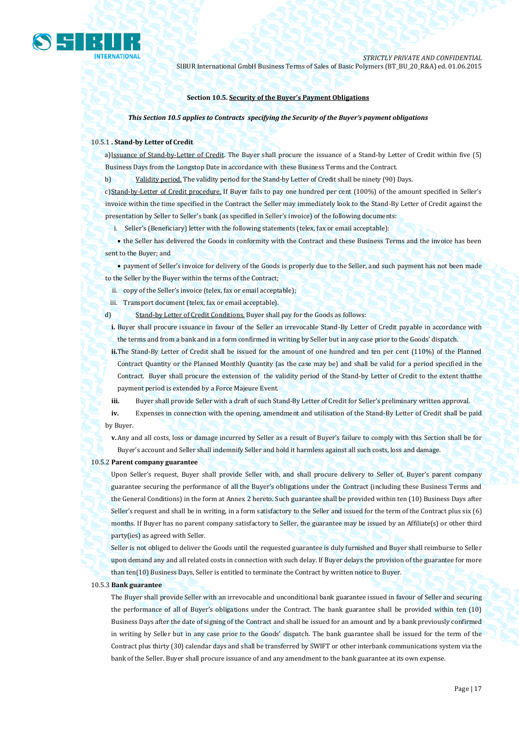**Section 10.5. Security of the Buyer's Payment Obligations**

***This Section 10.5 applies to Contracts specifying the Security of the Buyer's payment obligations***

10.5.1 **. Stand-by Letter of Credit**

a) Issuance of Stand-by-Letter of Credit. The Buyer shall procure the issuance of a Stand-by Letter of Credit within five (5) Business Days from the Longstop Date in accordance with these Business Terms and the Contract.

b) Validity period. The validity period for the Stand-by Letter of Credit shall be ninety (90) Days.

c) Stand-by-Letter of Credit procedure. If Buyer fails to pay one hundred per cent (100%) of the amount specified in Seller's invoice within the time specified in the Contract the Seller may immediately look to the Stand-By Letter of Credit against the presentation by Seller to Seller's bank (as specified in Seller's invoice) of the following documents:

i. Seller's (Beneficiary) letter with the following statements (telex, fax or email acceptable):

- the Seller has delivered the Goods in conformity with the Contract and these Business Terms and the invoice has been sent to the Buyer; and
- payment of Seller's invoice for delivery of the Goods is properly due to the Seller, and such payment has not been made to the Seller by the Buyer within the terms of the Contract;

ii. copy of the Seller's invoice (telex, fax or email acceptable);

iii. Transport document (telex, fax or email acceptable).

d) Stand-by Letter of Credit Conditions. Buyer shall pay for the Goods as follows:

**i.** Buyer shall procure issuance in favour of the Seller an irrevocable Stand-By Letter of Credit payable in accordance with the terms and from a bank and in a form confirmed in writing by Seller but in any case prior to the Goods' dispatch.

**ii.** The Stand-By Letter of Credit shall be issued for the amount of one hundred and ten per cent (110%) of the Planned Contract Quantity or the Planned Monthly Quantity (as the case may be) and shall be valid for a period specified in the Contract. Buyer shall procure the extension of the validity period of the Stand-by Letter of Credit to the extent thatthe payment period is extended by a Force Majeure Event.

**iii.** Buyer shall provide Seller with a draft of such Stand-By Letter of Credit for Seller's preliminary written approval.

**iv.** Expenses in connection with the opening, amendment and utilisation of the Stand-By Letter of Credit shall be paid by Buyer.

**v.** Any and all costs, loss or damage incurred by Seller as a result of Buyer's failure to comply with this Section shall be for Buyer's account and Seller shall indemnify Seller and hold it harmless against all such costs, loss and damage.

10.5.2 **Parent company guarantee**

Upon Seller's request, Buyer shall provide Seller with, and shall procure delivery to Seller of, Buyer's parent company guarantee securing the performance of all the Buyer's obligations under the Contract (including these Business Terms and the General Conditions) in the form at Annex 2 hereto. Such guarantee shall be provided within ten (10) Business Days after Seller's request and shall be in writing, in a form satisfactory to the Seller and issued for the term of the Contract plus six (6) months. If Buyer has no parent company satisfactory to Seller, the guarantee may be issued by an Affiliate(s) or other third party(ies) as agreed with Seller.

Seller is not obliged to deliver the Goods until the requested guarantee is duly furnished and Buyer shall reimburse to Seller upon demand any and all related costs in connection with such delay. If Buyer delays the provision of the guarantee for more than ten(10) Business Days, Seller is entitled to terminate the Contract by written notice to Buyer.

10.5.3 **Bank guarantee**

The Buyer shall provide Seller with an irrevocable and unconditional bank guarantee issued in favour of Seller and securing the performance of all of Buyer's obligations under the Contract. The bank guarantee shall be provided within ten (10) Business Days after the date of signing of the Contract and shall be issued for an amount and by a bank previously confirmed in writing by Seller but in any case prior to the Goods' dispatch. The bank guarantee shall be issued for the term of the Contract plus thirty (30) calendar days and shall be transferred by SWIFT or other interbank communications system via the bank of the Seller. Buyer shall procure issuance of and any amendment to the bank guarantee at its own expense.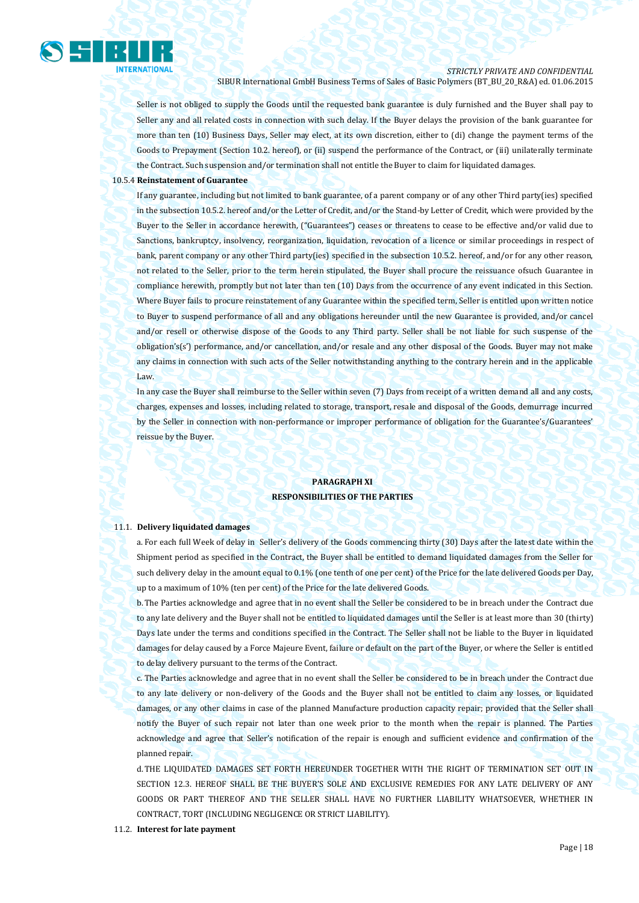Seller is not obliged to supply the Goods until the requested bank guarantee is duly furnished and the Buyer shall pay to Seller any and all related costs in connection with such delay. If the Buyer delays the provision of the bank guarantee for more than ten (10) Business Days, Seller may elect, at its own discretion, either to (di) change the payment terms of the Goods to Prepayment (Section 10.2. hereof), or (ii) suspend the performance of the Contract, or (iii) unilaterally terminate the Contract. Such suspension and/or termination shall not entitle the Buyer to claim for liquidated damages.

10.5.4 **Reinstatement of Guarantee**

If any guarantee, including but not limited to bank guarantee, of a parent company or of any other Third party(ies) specified in the subsection 10.5.2. hereof and/or the Letter of Credit, and/or the Stand-by Letter of Credit, which were provided by the Buyer to the Seller in accordance herewith, ("Guarantees") ceases or threatens to cease to be effective and/or valid due to Sanctions, bankruptcy, insolvency, reorganization, liquidation, revocation of a licence or similar proceedings in respect of bank, parent company or any other Third party(ies) specified in the subsection 10.5.2. hereof, and/or for any other reason, not related to the Seller, prior to the term herein stipulated, the Buyer shall procure the reissuance ofsuch Guarantee in compliance herewith, promptly but not later than ten (10) Days from the occurrence of any event indicated in this Section. Where Buyer fails to procure reinstatement of any Guarantee within the specified term, Seller is entitled upon written notice to Buyer to suspend performance of all and any obligations hereunder until the new Guarantee is provided, and/or cancel and/or resell or otherwise dispose of the Goods to any Third party. Seller shall be not liable for such suspense of the obligation's(s') performance, and/or cancellation, and/or resale and any other disposal of the Goods. Buyer may not make any claims in connection with such acts of the Seller notwithstanding anything to the contrary herein and in the applicable Law.

In any case the Buyer shall reimburse to the Seller within seven (7) Days from receipt of a written demand all and any costs, charges, expenses and losses, including related to storage, transport, resale and disposal of the Goods, demurrage incurred by the Seller in connection with non-performance or improper performance of obligation for the Guarantee's/Guarantees' reissue by the Buyer.

## PARAGRAPH XI
## RESPONSIBILITIES OF THE PARTIES

11.1. **Delivery liquidated damages**

a. For each full Week of delay in Seller's delivery of the Goods commencing thirty (30) Days after the latest date within the Shipment period as specified in the Contract, the Buyer shall be entitled to demand liquidated damages from the Seller for such delivery delay in the amount equal to 0.1% (one tenth of one per cent) of the Price for the late delivered Goods per Day, up to a maximum of 10% (ten per cent) of the Price for the late delivered Goods.

b. The Parties acknowledge and agree that in no event shall the Seller be considered to be in breach under the Contract due to any late delivery and the Buyer shall not be entitled to liquidated damages until the Seller is at least more than 30 (thirty) Days late under the terms and conditions specified in the Contract. The Seller shall not be liable to the Buyer in liquidated damages for delay caused by a Force Majeure Event, failure or default on the part of the Buyer, or where the Seller is entitled to delay delivery pursuant to the terms of the Contract.

c. The Parties acknowledge and agree that in no event shall the Seller be considered to be in breach under the Contract due to any late delivery or non-delivery of the Goods and the Buyer shall not be entitled to claim any losses, or liquidated damages, or any other claims in case of the planned Manufacture production capacity repair; provided that the Seller shall notify the Buyer of such repair not later than one week prior to the month when the repair is planned. The Parties acknowledge and agree that Seller's notification of the repair is enough and sufficient evidence and confirmation of the planned repair.

d. THE LIQUIDATED DAMAGES SET FORTH HEREUNDER TOGETHER WITH THE RIGHT OF TERMINATION SET OUT IN SECTION 12.3. HEREOF SHALL BE THE BUYER'S SOLE AND EXCLUSIVE REMEDIES FOR ANY LATE DELIVERY OF ANY GOODS OR PART THEREOF AND THE SELLER SHALL HAVE NO FURTHER LIABILITY WHATSOEVER, WHETHER IN CONTRACT, TORT (INCLUDING NEGLIGENCE OR STRICT LIABILITY).

11.2. **Interest for late payment**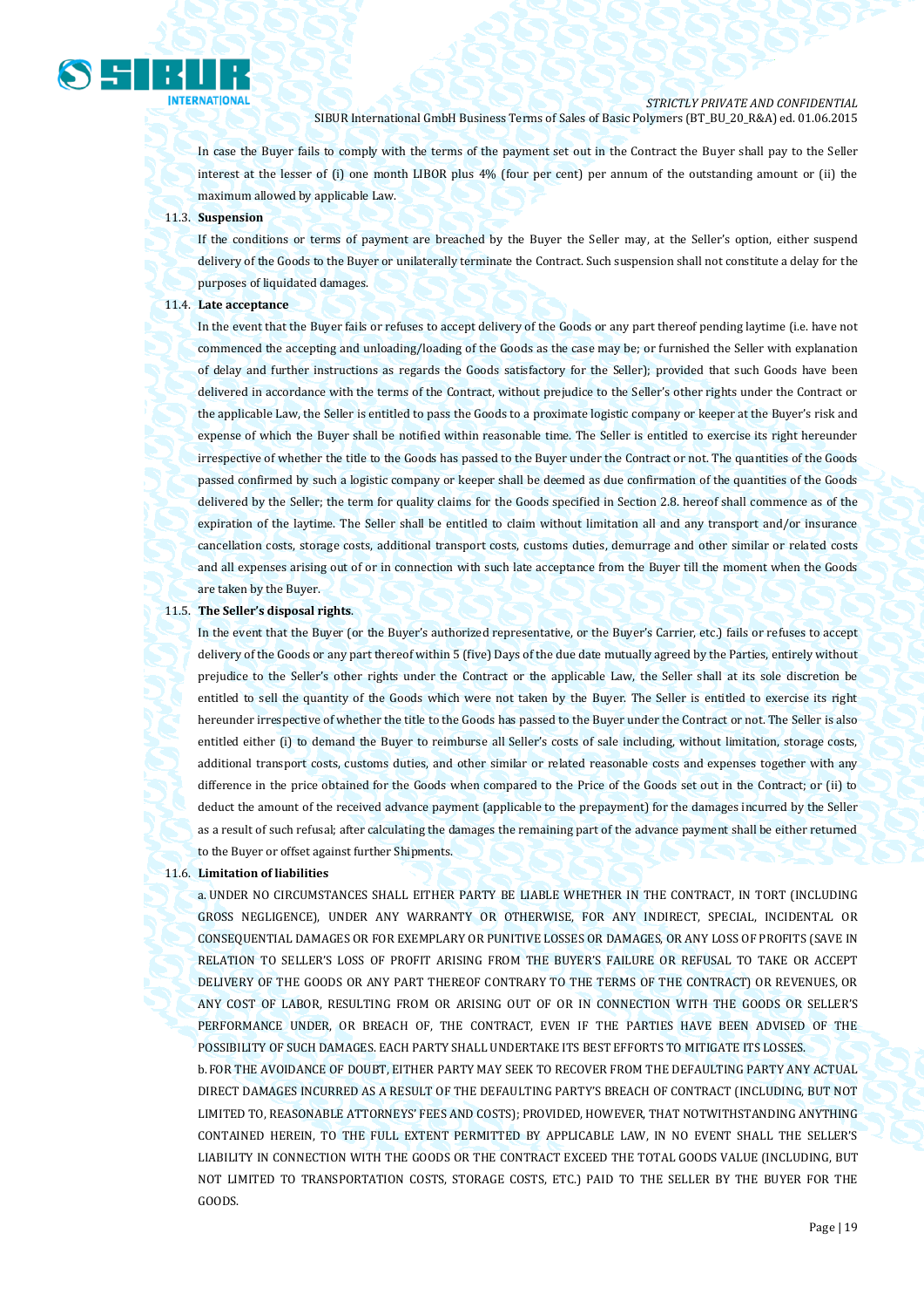In case the Buyer fails to comply with the terms of the payment set out in the Contract the Buyer shall pay to the Seller interest at the lesser of (i) one month LIBOR plus 4% (four per cent) per annum of the outstanding amount or (ii) the maximum allowed by applicable Law.

11.3. **Suspension**

If the conditions or terms of payment are breached by the Buyer the Seller may, at the Seller's option, either suspend delivery of the Goods to the Buyer or unilaterally terminate the Contract. Such suspension shall not constitute a delay for the purposes of liquidated damages.

11.4. **Late acceptance**

In the event that the Buyer fails or refuses to accept delivery of the Goods or any part thereof pending laytime (i.e. have not commenced the accepting and unloading/loading of the Goods as the case may be; or furnished the Seller with explanation of delay and further instructions as regards the Goods satisfactory for the Seller); provided that such Goods have been delivered in accordance with the terms of the Contract, without prejudice to the Seller's other rights under the Contract or the applicable Law, the Seller is entitled to pass the Goods to a proximate logistic company or keeper at the Buyer's risk and expense of which the Buyer shall be notified within reasonable time. The Seller is entitled to exercise its right hereunder irrespective of whether the title to the Goods has passed to the Buyer under the Contract or not. The quantities of the Goods passed confirmed by such a logistic company or keeper shall be deemed as due confirmation of the quantities of the Goods delivered by the Seller; the term for quality claims for the Goods specified in Section 2.8. hereof shall commence as of the expiration of the laytime. The Seller shall be entitled to claim without limitation all and any transport and/or insurance cancellation costs, storage costs, additional transport costs, customs duties, demurrage and other similar or related costs and all expenses arising out of or in connection with such late acceptance from the Buyer till the moment when the Goods are taken by the Buyer.

11.5. **The Seller's disposal rights**.

In the event that the Buyer (or the Buyer's authorized representative, or the Buyer's Carrier, etc.) fails or refuses to accept delivery of the Goods or any part thereof within 5 (five) Days of the due date mutually agreed by the Parties, entirely without prejudice to the Seller's other rights under the Contract or the applicable Law, the Seller shall at its sole discretion be entitled to sell the quantity of the Goods which were not taken by the Buyer. The Seller is entitled to exercise its right hereunder irrespective of whether the title to the Goods has passed to the Buyer under the Contract or not. The Seller is also entitled either (i) to demand the Buyer to reimburse all Seller's costs of sale including, without limitation, storage costs, additional transport costs, customs duties, and other similar or related reasonable costs and expenses together with any difference in the price obtained for the Goods when compared to the Price of the Goods set out in the Contract; or (ii) to deduct the amount of the received advance payment (applicable to the prepayment) for the damages incurred by the Seller as a result of such refusal; after calculating the damages the remaining part of the advance payment shall be either returned to the Buyer or offset against further Shipments.

11.6. **Limitation of liabilities**

a. UNDER NO CIRCUMSTANCES SHALL EITHER PARTY BE LIABLE WHETHER IN THE CONTRACT, IN TORT (INCLUDING GROSS NEGLIGENCE), UNDER ANY WARRANTY OR OTHERWISE, FOR ANY INDIRECT, SPECIAL, INCIDENTAL OR CONSEQUENTIAL DAMAGES OR FOR EXEMPLARY OR PUNITIVE LOSSES OR DAMAGES, OR ANY LOSS OF PROFITS (SAVE IN RELATION TO SELLER'S LOSS OF PROFIT ARISING FROM THE BUYER'S FAILURE OR REFUSAL TO TAKE OR ACCEPT DELIVERY OF THE GOODS OR ANY PART THEREOF CONTRARY TO THE TERMS OF THE CONTRACT) OR REVENUES, OR ANY COST OF LABOR, RESULTING FROM OR ARISING OUT OF OR IN CONNECTION WITH THE GOODS OR SELLER'S PERFORMANCE UNDER, OR BREACH OF, THE CONTRACT, EVEN IF THE PARTIES HAVE BEEN ADVISED OF THE POSSIBILITY OF SUCH DAMAGES. EACH PARTY SHALL UNDERTAKE ITS BEST EFFORTS TO MITIGATE ITS LOSSES.

b. FOR THE AVOIDANCE OF DOUBT, EITHER PARTY MAY SEEK TO RECOVER FROM THE DEFAULTING PARTY ANY ACTUAL DIRECT DAMAGES INCURRED AS A RESULT OF THE DEFAULTING PARTY'S BREACH OF CONTRACT (INCLUDING, BUT NOT LIMITED TO, REASONABLE ATTORNEYS' FEES AND COSTS); PROVIDED, HOWEVER, THAT NOTWITHSTANDING ANYTHING CONTAINED HEREIN, TO THE FULL EXTENT PERMITTED BY APPLICABLE LAW, IN NO EVENT SHALL THE SELLER'S LIABILITY IN CONNECTION WITH THE GOODS OR THE CONTRACT EXCEED THE TOTAL GOODS VALUE (INCLUDING, BUT NOT LIMITED TO TRANSPORTATION COSTS, STORAGE COSTS, ETC.) PAID TO THE SELLER BY THE BUYER FOR THE GOODS.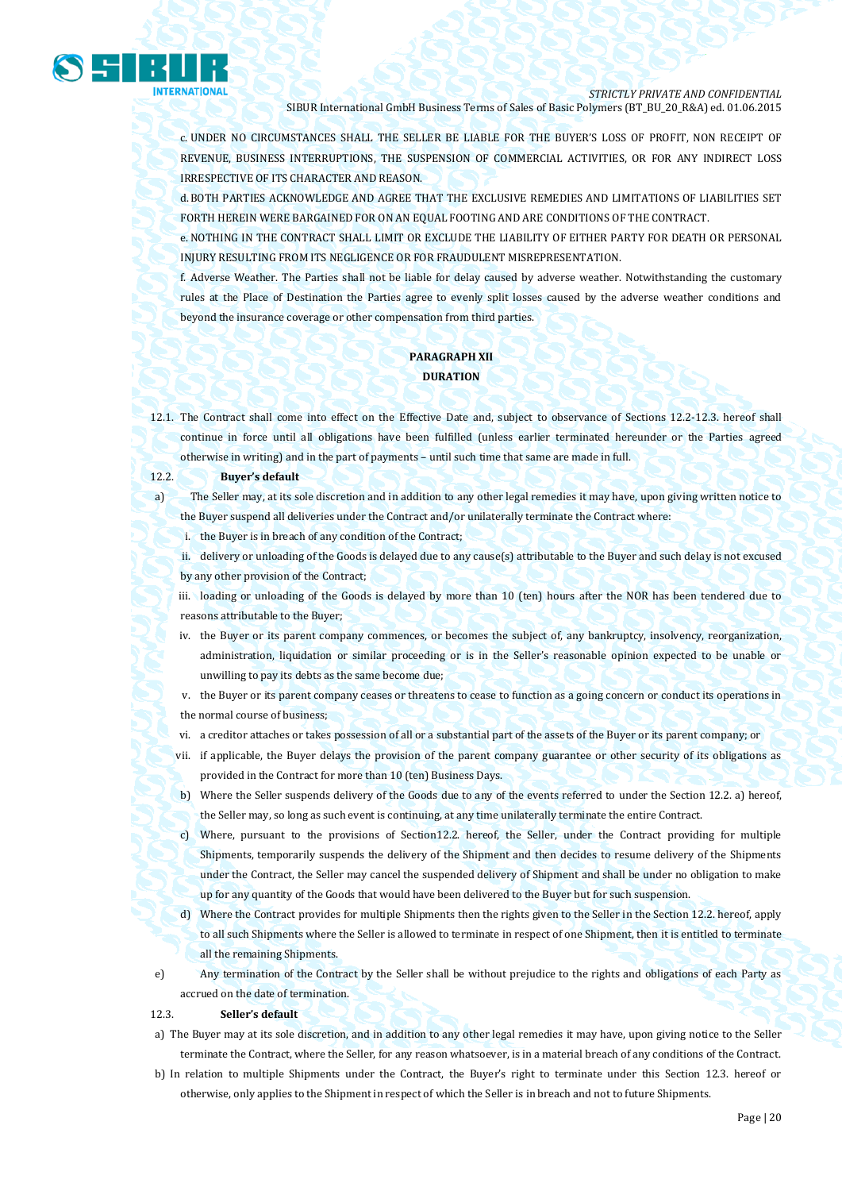c. UNDER NO CIRCUMSTANCES SHALL THE SELLER BE LIABLE FOR THE BUYER'S LOSS OF PROFIT, NON RECEIPT OF REVENUE, BUSINESS INTERRUPTIONS, THE SUSPENSION OF COMMERCIAL ACTIVITIES, OR FOR ANY INDIRECT LOSS IRRESPECTIVE OF ITS CHARACTER AND REASON.

d. BOTH PARTIES ACKNOWLEDGE AND AGREE THAT THE EXCLUSIVE REMEDIES AND LIMITATIONS OF LIABILITIES SET FORTH HEREIN WERE BARGAINED FOR ON AN EQUAL FOOTING AND ARE CONDITIONS OF THE CONTRACT.

e. NOTHING IN THE CONTRACT SHALL LIMIT OR EXCLUDE THE LIABILITY OF EITHER PARTY FOR DEATH OR PERSONAL INJURY RESULTING FROM ITS NEGLIGENCE OR FOR FRAUDULENT MISREPRESENTATION.

f. Adverse Weather. The Parties shall not be liable for delay caused by adverse weather. Notwithstanding the customary rules at the Place of Destination the Parties agree to evenly split losses caused by the adverse weather conditions and beyond the insurance coverage or other compensation from third parties.

## PARAGRAPH XII
## DURATION

12.1. The Contract shall come into effect on the Effective Date and, subject to observance of Sections 12.2-12.3. hereof shall continue in force until all obligations have been fulfilled (unless earlier terminated hereunder or the Parties agreed otherwise in writing) and in the part of payments – until such time that same are made in full.

12.2. **Buyer's default**

a) The Seller may, at its sole discretion and in addition to any other legal remedies it may have, upon giving written notice to the Buyer suspend all deliveries under the Contract and/or unilaterally terminate the Contract where:

i. the Buyer is in breach of any condition of the Contract;

ii. delivery or unloading of the Goods is delayed due to any cause(s) attributable to the Buyer and such delay is not excused by any other provision of the Contract;

iii. loading or unloading of the Goods is delayed by more than 10 (ten) hours after the NOR has been tendered due to reasons attributable to the Buyer;

iv. the Buyer or its parent company commences, or becomes the subject of, any bankruptcy, insolvency, reorganization, administration, liquidation or similar proceeding or is in the Seller's reasonable opinion expected to be unable or unwilling to pay its debts as the same become due;

v. the Buyer or its parent company ceases or threatens to cease to function as a going concern or conduct its operations in the normal course of business;

vi. a creditor attaches or takes possession of all or a substantial part of the assets of the Buyer or its parent company; or

vii. if applicable, the Buyer delays the provision of the parent company guarantee or other security of its obligations as provided in the Contract for more than 10 (ten) Business Days.

b) Where the Seller suspends delivery of the Goods due to any of the events referred to under the Section 12.2. a) hereof, the Seller may, so long as such event is continuing, at any time unilaterally terminate the entire Contract.

c) Where, pursuant to the provisions of Section12.2. hereof, the Seller, under the Contract providing for multiple Shipments, temporarily suspends the delivery of the Shipment and then decides to resume delivery of the Shipments under the Contract, the Seller may cancel the suspended delivery of Shipment and shall be under no obligation to make up for any quantity of the Goods that would have been delivered to the Buyer but for such suspension.

d) Where the Contract provides for multiple Shipments then the rights given to the Seller in the Section 12.2. hereof, apply to all such Shipments where the Seller is allowed to terminate in respect of one Shipment, then it is entitled to terminate all the remaining Shipments.

e) Any termination of the Contract by the Seller shall be without prejudice to the rights and obligations of each Party as accrued on the date of termination.

12.3. **Seller's default**

a) The Buyer may at its sole discretion, and in addition to any other legal remedies it may have, upon giving notice to the Seller terminate the Contract, where the Seller, for any reason whatsoever, is in a material breach of any conditions of the Contract.

b) In relation to multiple Shipments under the Contract, the Buyer's right to terminate under this Section 12.3. hereof or otherwise, only applies to the Shipment in respect of which the Seller is in breach and not to future Shipments.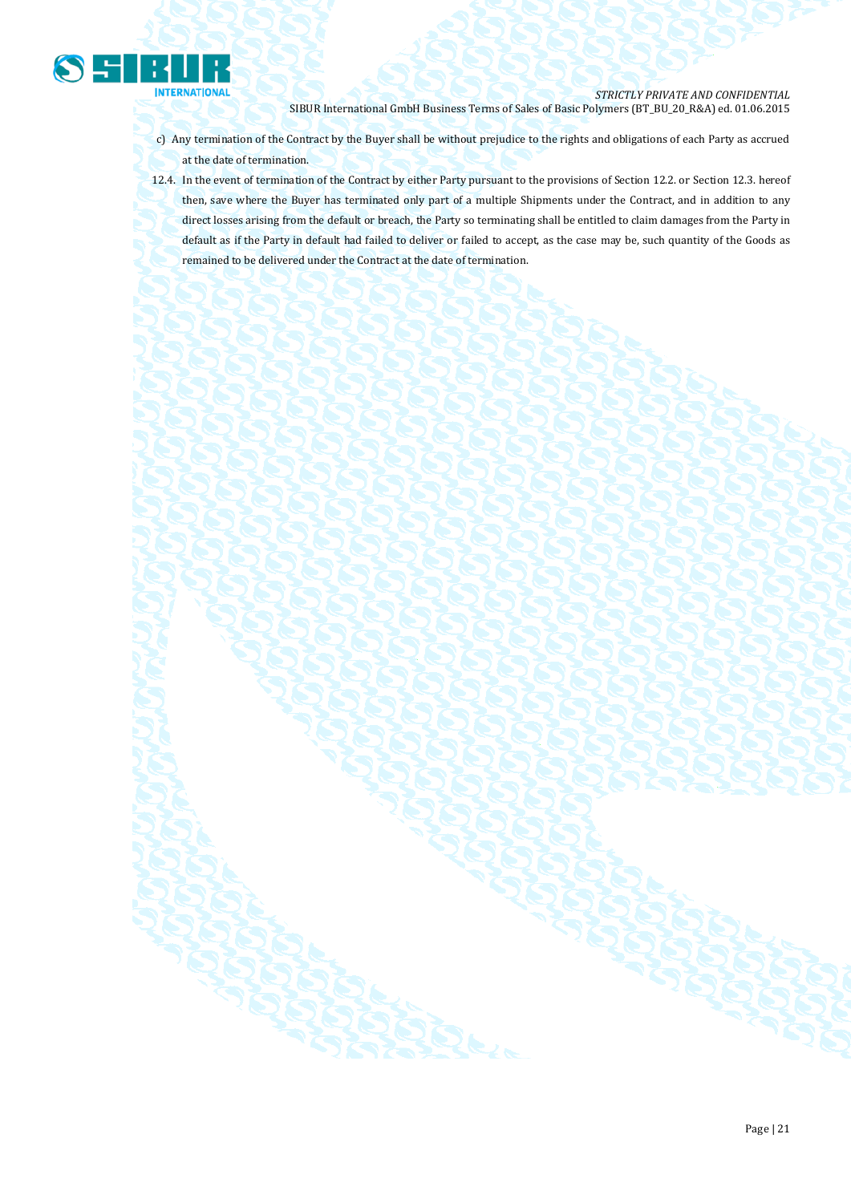c) Any termination of the Contract by the Buyer shall be without prejudice to the rights and obligations of each Party as accrued at the date of termination.

12.4. In the event of termination of the Contract by either Party pursuant to the provisions of Section 12.2. or Section 12.3. hereof then, save where the Buyer has terminated only part of a multiple Shipments under the Contract, and in addition to any direct losses arising from the default or breach, the Party so terminating shall be entitled to claim damages from the Party in default as if the Party in default had failed to deliver or failed to accept, as the case may be, such quantity of the Goods as remained to be delivered under the Contract at the date of termination.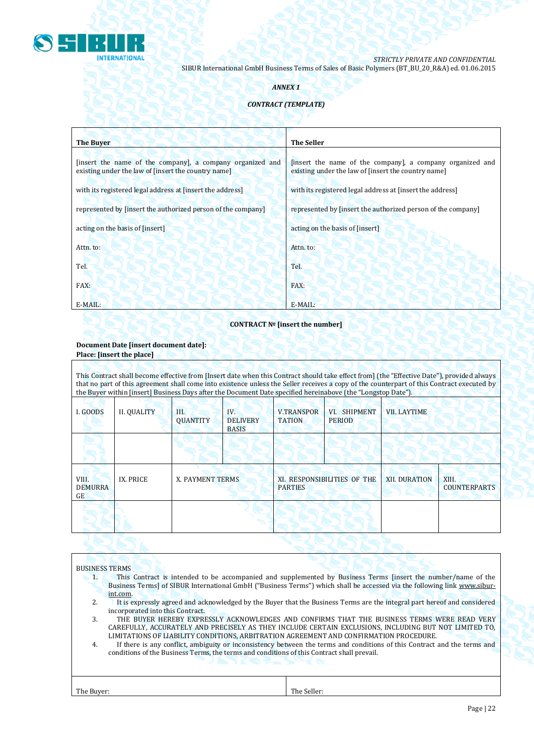*ANNEX 1*

***CONTRACT (TEMPLATE)***

| **The Buyer** | **The Seller** |
|---|---|
| [insert the name of the company], a company organized and existing under the law of [insert the country name]<br><br>with its registered legal address at [insert the address]<br><br>represented by [insert the authorized person of the company]<br><br>acting on the basis of [insert]<br><br>Attn. to:<br><br>Tel.<br><br>FAX:<br><br>E-MAIL: | [insert the name of the company], a company organized and existing under the law of [insert the country name]<br><br>with its registered legal address at [insert the address]<br><br>represented by [insert the authorized person of the company]<br><br>acting on the basis of [insert]<br><br>Attn. to:<br><br>Tel.<br><br>FAX:<br><br>E-MAIL: |

**CONTRACT № [insert the number]**

**Document Date [insert document date]:**
**Place: [insert the place]**

This Contract shall become effective from [Insert date when this Contract should take effect from] (the "Effective Date"), provided always that no part of this agreement shall come into existence unless the Seller receives a copy of the counterpart of this Contract executed by the Buyer within [insert] Business Days after the Document Date specified hereinabove (the "Longstop Date").

| I. GOODS | II. QUALITY | III. QUANTITY | IV. DELIVERY BASIS | V.TRANSPORTATION | VI. SHIPMENT PERIOD | VII. LAYTIME |
|---|---|---|---|---|---|---|
| | | | | | | |

| VIII. DEMURRAGE | IX. PRICE | X. PAYMENT TERMS | XI. RESPONSIBILITIES OF THE PARTIES | XII. DURATION | XIII. COUNTERPARTS |
|---|---|---|---|---|---|
| | | | | | |

BUSINESS TERMS

1. This Contract is intended to be accompanied and supplemented by Business Terms [insert the number/name of the Business Terms] of SIBUR International GmbH ("Business Terms") which shall be accessed via the following link www.sibur-int.com.
2. It is expressly agreed and acknowledged by the Buyer that the Business Terms are the integral part hereof and considered incorporated into this Contract.
3. THE BUYER HEREBY EXPRESSLY ACKNOWLEDGES AND CONFIRMS THAT THE BUSINESS TERMS WERE READ VERY CAREFULLY, ACCURATELY AND PRECISELY AS THEY INCLUDE CERTAIN EXCLUSIONS, INCLUDING BUT NOT LIMITED TO, LIMITATIONS OF LIABILITY CONDITIONS, ARBITRATION AGREEMENT AND CONFIRMATION PROCEDURE.
4. If there is any conflict, ambiguity or inconsistency between the terms and conditions of this Contract and the terms and conditions of the Business Terms, the terms and conditions of this Contract shall prevail.

| The Buyer: | The Seller: |
|---|---|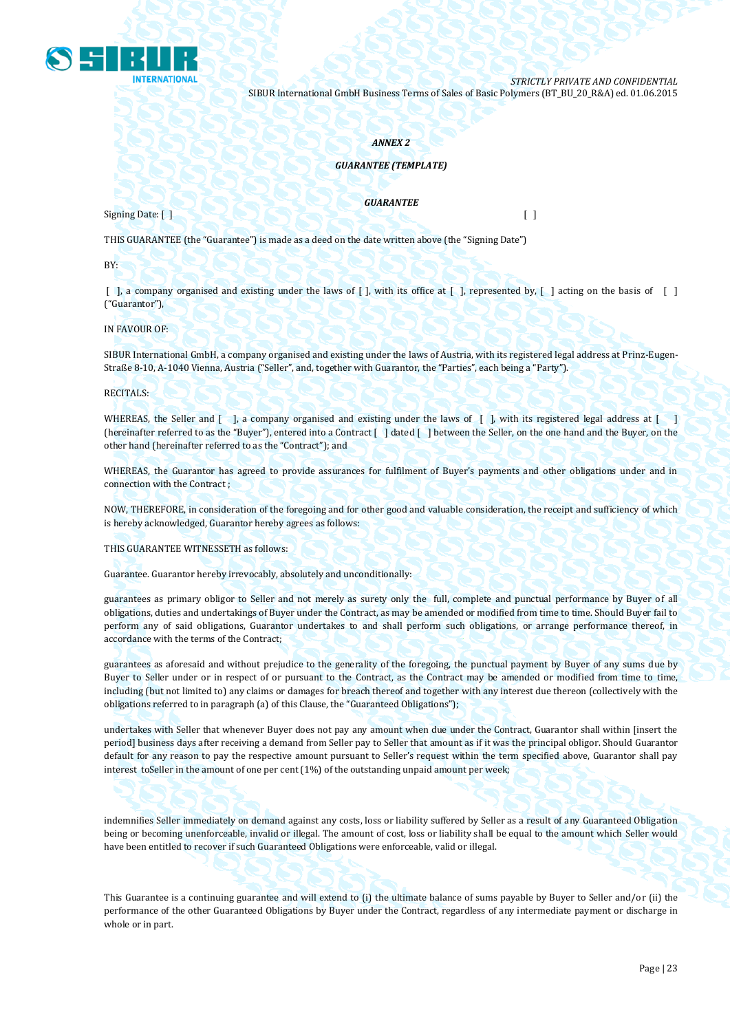*ANNEX 2*

***GUARANTEE (TEMPLATE)***

***GUARANTEE***

Signing Date: [ ] [ ]

THIS GUARANTEE (the “Guarantee”) is made as a deed on the date written above (the “Signing Date”)

BY:

[ ], a company organised and existing under the laws of [ ], with its office at [ ], represented by, [ ] acting on the basis of [ ] (“Guarantor”),

IN FAVOUR OF:

SIBUR International GmbH, a company organised and existing under the laws of Austria, with its registered legal address at Prinz-Eugen-Straße 8-10, A-1040 Vienna, Austria (“Seller”, and, together with Guarantor, the “Parties”, each being a “Party”).

RECITALS:

WHEREAS, the Seller and [ ], a company organised and existing under the laws of [ ], with its registered legal address at [ ] (hereinafter referred to as the “Buyer”), entered into a Contract [ ] dated [ ] between the Seller, on the one hand and the Buyer, on the other hand (hereinafter referred to as the “Contract”); and

WHEREAS, the Guarantor has agreed to provide assurances for fulfilment of Buyer’s payments and other obligations under and in connection with the Contract ;

NOW, THEREFORE, in consideration of the foregoing and for other good and valuable consideration, the receipt and sufficiency of which is hereby acknowledged, Guarantor hereby agrees as follows:

THIS GUARANTEE WITNESSETH as follows:

Guarantee. Guarantor hereby irrevocably, absolutely and unconditionally:

guarantees as primary obligor to Seller and not merely as surety only the full, complete and punctual performance by Buyer of all obligations, duties and undertakings of Buyer under the Contract, as may be amended or modified from time to time. Should Buyer fail to perform any of said obligations, Guarantor undertakes to and shall perform such obligations, or arrange performance thereof, in accordance with the terms of the Contract;

guarantees as aforesaid and without prejudice to the generality of the foregoing, the punctual payment by Buyer of any sums due by Buyer to Seller under or in respect of or pursuant to the Contract, as the Contract may be amended or modified from time to time, including (but not limited to) any claims or damages for breach thereof and together with any interest due thereon (collectively with the obligations referred to in paragraph (a) of this Clause, the “Guaranteed Obligations”);

undertakes with Seller that whenever Buyer does not pay any amount when due under the Contract, Guarantor shall within [insert the period] business days after receiving a demand from Seller pay to Seller that amount as if it was the principal obligor. Should Guarantor default for any reason to pay the respective amount pursuant to Seller’s request within the term specified above, Guarantor shall pay interest toSeller in the amount of one per cent (1%) of the outstanding unpaid amount per week;

indemnifies Seller immediately on demand against any costs, loss or liability suffered by Seller as a result of any Guaranteed Obligation being or becoming unenforceable, invalid or illegal. The amount of cost, loss or liability shall be equal to the amount which Seller would have been entitled to recover if such Guaranteed Obligations were enforceable, valid or illegal.

This Guarantee is a continuing guarantee and will extend to (i) the ultimate balance of sums payable by Buyer to Seller and/or (ii) the performance of the other Guaranteed Obligations by Buyer under the Contract, regardless of any intermediate payment or discharge in whole or in part.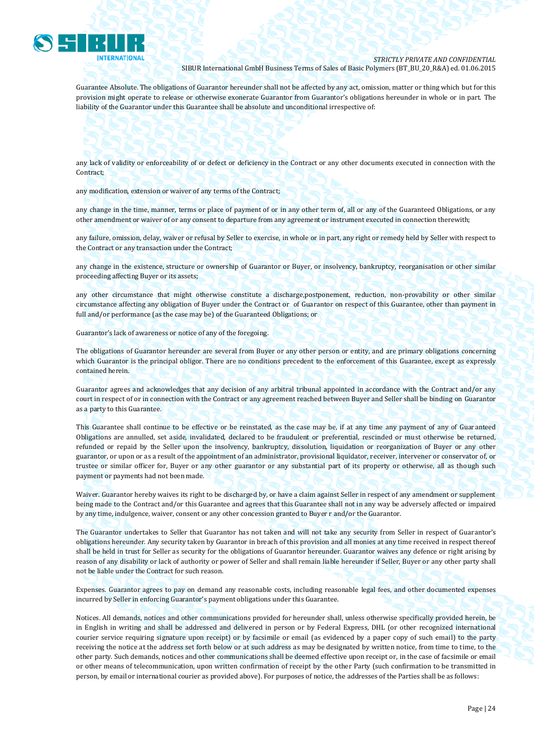Guarantee Absolute. The obligations of Guarantor hereunder shall not be affected by any act, omission, matter or thing which but for this provision might operate to release or otherwise exonerate Guarantor from Guarantor's obligations hereunder in whole or in part. The liability of the Guarantor under this Guarantee shall be absolute and unconditional irrespective of:

any lack of validity or enforceability of or defect or deficiency in the Contract or any other documents executed in connection with the Contract;

any modification, extension or waiver of any terms of the Contract;

any change in the time, manner, terms or place of payment of or in any other term of, all or any of the Guaranteed Obligations, or any other amendment or waiver of or any consent to departure from any agreement or instrument executed in connection therewith;

any failure, omission, delay, waiver or refusal by Seller to exercise, in whole or in part, any right or remedy held by Seller with respect to the Contract or any transaction under the Contract;

any change in the existence, structure or ownership of Guarantor or Buyer, or insolvency, bankruptcy, reorganisation or other similar proceeding affecting Buyer or its assets;

any other circumstance that might otherwise constitute a discharge,postponement, reduction, non-provability or other similar circumstance affecting any obligation of Buyer under the Contract or of Guarantor on respect of this Guarantee, other than payment in full and/or performance (as the case may be) of the Guaranteed Obligations; or

Guarantor's lack of awareness or notice of any of the foregoing.

The obligations of Guarantor hereunder are several from Buyer or any other person or entity, and are primary obligations concerning which Guarantor is the principal obligor. There are no conditions precedent to the enforcement of this Guarantee, except as expressly contained herein.

Guarantor agrees and acknowledges that any decision of any arbitral tribunal appointed in accordance with the Contract and/or any court in respect of or in connection with the Contract or any agreement reached between Buyer and Seller shall be binding on Guarantor as a party to this Guarantee.

This Guarantee shall continue to be effective or be reinstated, as the case may be, if at any time any payment of any of Guaranteed Obligations are annulled, set aside, invalidated, declared to be fraudulent or preferential, rescinded or must otherwise be returned, refunded or repaid by the Seller upon the insolvency, bankruptcy, dissolution, liquidation or reorganization of Buyer or any other guarantor, or upon or as a result of the appointment of an administrator, provisional liquidator, receiver, intervener or conservator of, or trustee or similar officer for, Buyer or any other guarantor or any substantial part of its property or otherwise, all as though such payment or payments had not been made.

Waiver. Guarantor hereby waives its right to be discharged by, or have a claim against Seller in respect of any amendment or supplement being made to the Contract and/or this Guarantee and agrees that this Guarantee shall not in any way be adversely affected or impaired by any time, indulgence, waiver, consent or any other concession granted to Buyer r and/or the Guarantor.

The Guarantor undertakes to Seller that Guarantor has not taken and will not take any security from Seller in respect of Guarantor's obligations hereunder. Any security taken by Guarantor in breach of this provision and all monies at any time received in respect thereof shall be held in trust for Seller as security for the obligations of Guarantor hereunder. Guarantor waives any defence or right arising by reason of any disability or lack of authority or power of Seller and shall remain liable hereunder if Seller, Buyer or any other party shall not be liable under the Contract for such reason.

Expenses. Guarantor agrees to pay on demand any reasonable costs, including reasonable legal fees, and other documented expenses incurred by Seller in enforcing Guarantor's payment obligations under this Guarantee.

Notices. All demands, notices and other communications provided for hereunder shall, unless otherwise specifically provided herein, be in English in writing and shall be addressed and delivered in person or by Federal Express, DHL (or other recognized international courier service requiring signature upon receipt) or by facsimile or email (as evidenced by a paper copy of such email) to the party receiving the notice at the address set forth below or at such address as may be designated by written notice, from time to time, to the other party. Such demands, notices and other communications shall be deemed effective upon receipt or, in the case of facsimile or email or other means of telecommunication, upon written confirmation of receipt by the other Party (such confirmation to be transmitted in person, by email or international courier as provided above). For purposes of notice, the addresses of the Parties shall be as follows: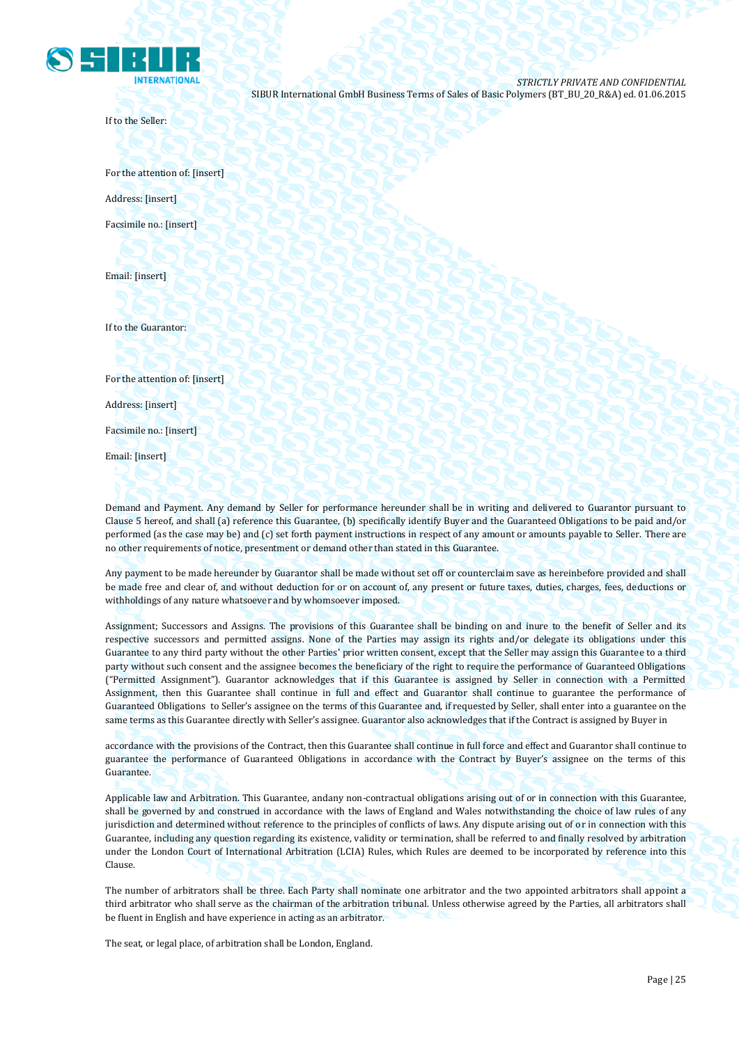If to the Seller:

For the attention of: [insert]

Address: [insert]

Facsimile no.: [insert]

Email: [insert]

If to the Guarantor:

For the attention of: [insert]

Address: [insert]

Facsimile no.: [insert]

Email: [insert]

Demand and Payment. Any demand by Seller for performance hereunder shall be in writing and delivered to Guarantor pursuant to Clause 5 hereof, and shall (a) reference this Guarantee, (b) specifically identify Buyer and the Guaranteed Obligations to be paid and/or performed (as the case may be) and (c) set forth payment instructions in respect of any amount or amounts payable to Seller. There are no other requirements of notice, presentment or demand other than stated in this Guarantee.

Any payment to be made hereunder by Guarantor shall be made without set off or counterclaim save as hereinbefore provided and shall be made free and clear of, and without deduction for or on account of, any present or future taxes, duties, charges, fees, deductions or withholdings of any nature whatsoever and by whomsoever imposed.

Assignment; Successors and Assigns. The provisions of this Guarantee shall be binding on and inure to the benefit of Seller and its respective successors and permitted assigns. None of the Parties may assign its rights and/or delegate its obligations under this Guarantee to any third party without the other Parties' prior written consent, except that the Seller may assign this Guarantee to a third party without such consent and the assignee becomes the beneficiary of the right to require the performance of Guaranteed Obligations ("Permitted Assignment"). Guarantor acknowledges that if this Guarantee is assigned by Seller in connection with a Permitted Assignment, then this Guarantee shall continue in full and effect and Guarantor shall continue to guarantee the performance of Guaranteed Obligations to Seller's assignee on the terms of this Guarantee and, if requested by Seller, shall enter into a guarantee on the same terms as this Guarantee directly with Seller's assignee. Guarantor also acknowledges that if the Contract is assigned by Buyer in accordance with the provisions of the Contract, then this Guarantee shall continue in full force and effect and Guarantor shall continue to guarantee the performance of Guaranteed Obligations in accordance with the Contract by Buyer's assignee on the terms of this Guarantee.

Applicable law and Arbitration. This Guarantee, andany non-contractual obligations arising out of or in connection with this Guarantee, shall be governed by and construed in accordance with the laws of England and Wales notwithstanding the choice of law rules of any jurisdiction and determined without reference to the principles of conflicts of laws. Any dispute arising out of or in connection with this Guarantee, including any question regarding its existence, validity or termination, shall be referred to and finally resolved by arbitration under the London Court of International Arbitration (LCIA) Rules, which Rules are deemed to be incorporated by reference into this Clause.

The number of arbitrators shall be three. Each Party shall nominate one arbitrator and the two appointed arbitrators shall appoint a third arbitrator who shall serve as the chairman of the arbitration tribunal. Unless otherwise agreed by the Parties, all arbitrators shall be fluent in English and have experience in acting as an arbitrator.

The seat, or legal place, of arbitration shall be London, England.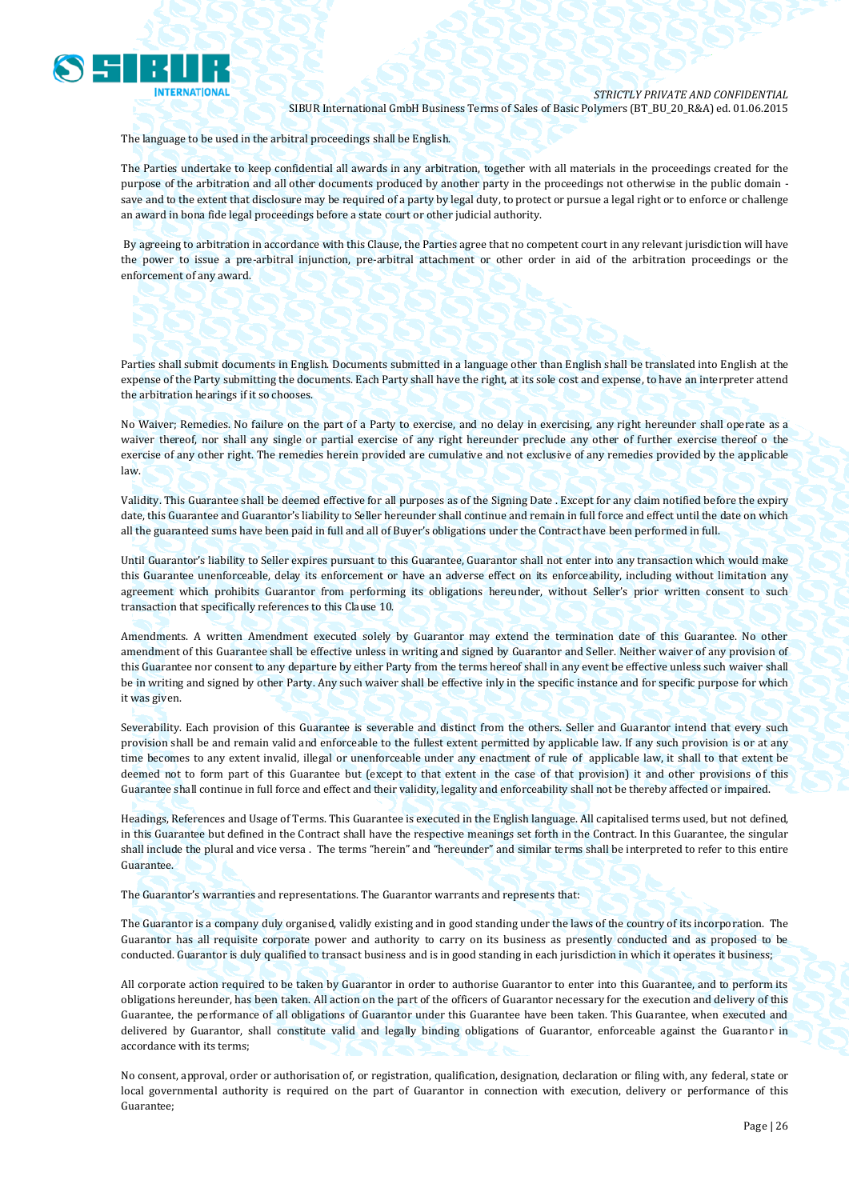The language to be used in the arbitral proceedings shall be English.

The Parties undertake to keep confidential all awards in any arbitration, together with all materials in the proceedings created for the purpose of the arbitration and all other documents produced by another party in the proceedings not otherwise in the public domain - save and to the extent that disclosure may be required of a party by legal duty, to protect or pursue a legal right or to enforce or challenge an award in bona fide legal proceedings before a state court or other judicial authority.

By agreeing to arbitration in accordance with this Clause, the Parties agree that no competent court in any relevant jurisdiction will have the power to issue a pre-arbitral injunction, pre-arbitral attachment or other order in aid of the arbitration proceedings or the enforcement of any award.

Parties shall submit documents in English. Documents submitted in a language other than English shall be translated into English at the expense of the Party submitting the documents. Each Party shall have the right, at its sole cost and expense, to have an interpreter attend the arbitration hearings if it so chooses.

No Waiver; Remedies. No failure on the part of a Party to exercise, and no delay in exercising, any right hereunder shall operate as a waiver thereof, nor shall any single or partial exercise of any right hereunder preclude any other of further exercise thereof o the exercise of any other right. The remedies herein provided are cumulative and not exclusive of any remedies provided by the applicable law.

Validity. This Guarantee shall be deemed effective for all purposes as of the Signing Date . Except for any claim notified before the expiry date, this Guarantee and Guarantor's liability to Seller hereunder shall continue and remain in full force and effect until the date on which all the guaranteed sums have been paid in full and all of Buyer's obligations under the Contract have been performed in full.

Until Guarantor's liability to Seller expires pursuant to this Guarantee, Guarantor shall not enter into any transaction which would make this Guarantee unenforceable, delay its enforcement or have an adverse effect on its enforceability, including without limitation any agreement which prohibits Guarantor from performing its obligations hereunder, without Seller's prior written consent to such transaction that specifically references to this Clause 10.

Amendments. A written Amendment executed solely by Guarantor may extend the termination date of this Guarantee. No other amendment of this Guarantee shall be effective unless in writing and signed by Guarantor and Seller. Neither waiver of any provision of this Guarantee nor consent to any departure by either Party from the terms hereof shall in any event be effective unless such waiver shall be in writing and signed by other Party. Any such waiver shall be effective inly in the specific instance and for specific purpose for which it was given.

Severability. Each provision of this Guarantee is severable and distinct from the others. Seller and Guarantor intend that every such provision shall be and remain valid and enforceable to the fullest extent permitted by applicable law. If any such provision is or at any time becomes to any extent invalid, illegal or unenforceable under any enactment of rule of applicable law, it shall to that extent be deemed not to form part of this Guarantee but (except to that extent in the case of that provision) it and other provisions of this Guarantee shall continue in full force and effect and their validity, legality and enforceability shall not be thereby affected or impaired.

Headings, References and Usage of Terms. This Guarantee is executed in the English language. All capitalised terms used, but not defined, in this Guarantee but defined in the Contract shall have the respective meanings set forth in the Contract. In this Guarantee, the singular shall include the plural and vice versa . The terms "herein" and "hereunder" and similar terms shall be interpreted to refer to this entire Guarantee.

The Guarantor's warranties and representations. The Guarantor warrants and represents that:

The Guarantor is a company duly organised, validly existing and in good standing under the laws of the country of its incorporation. The Guarantor has all requisite corporate power and authority to carry on its business as presently conducted and as proposed to be conducted. Guarantor is duly qualified to transact business and is in good standing in each jurisdiction in which it operates it business;

All corporate action required to be taken by Guarantor in order to authorise Guarantor to enter into this Guarantee, and to perform its obligations hereunder, has been taken. All action on the part of the officers of Guarantor necessary for the execution and delivery of this Guarantee, the performance of all obligations of Guarantor under this Guarantee have been taken. This Guarantee, when executed and delivered by Guarantor, shall constitute valid and legally binding obligations of Guarantor, enforceable against the Guarantor in accordance with its terms;

No consent, approval, order or authorisation of, or registration, qualification, designation, declaration or filing with, any federal, state or local governmental authority is required on the part of Guarantor in connection with execution, delivery or performance of this Guarantee;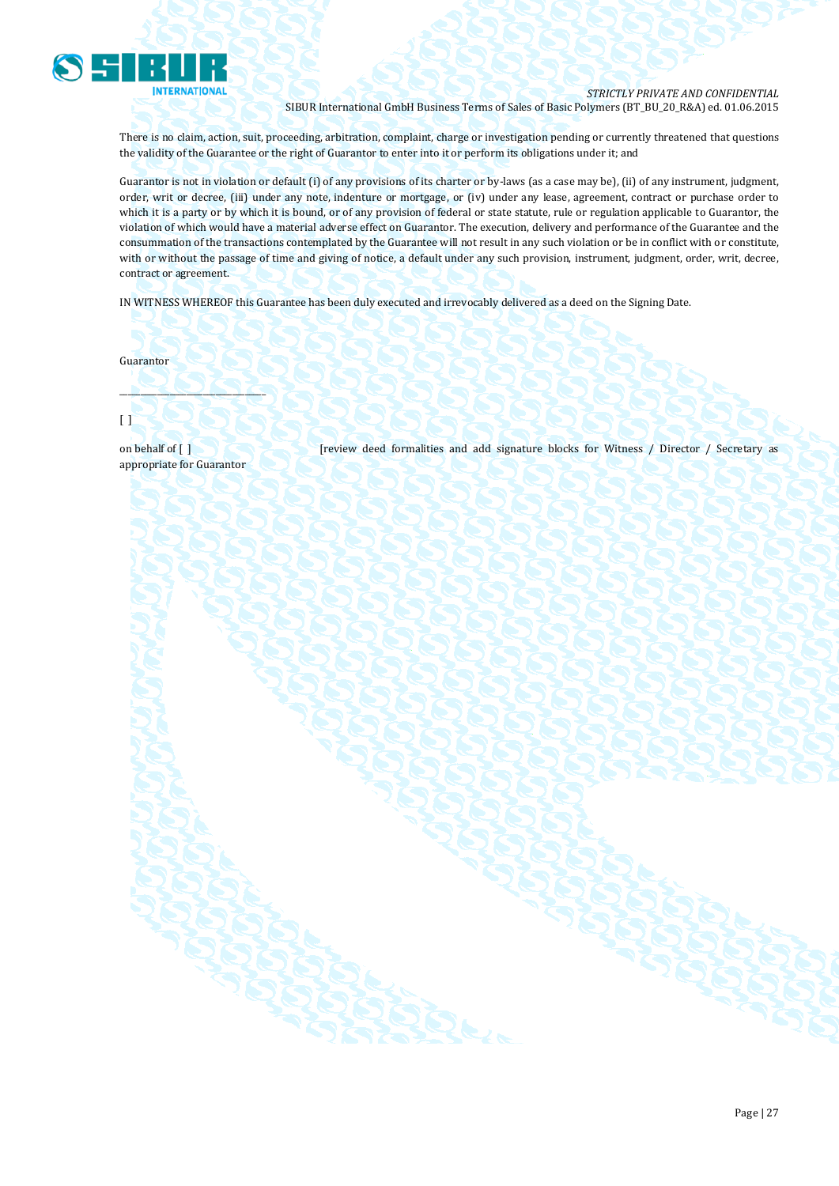There is no claim, action, suit, proceeding, arbitration, complaint, charge or investigation pending or currently threatened that questions the validity of the Guarantee or the right of Guarantor to enter into it or perform its obligations under it; and

Guarantor is not in violation or default (i) of any provisions of its charter or by-laws (as a case may be), (ii) of any instrument, judgment, order, writ or decree, (iii) under any note, indenture or mortgage, or (iv) under any lease, agreement, contract or purchase order to which it is a party or by which it is bound, or of any provision of federal or state statute, rule or regulation applicable to Guarantor, the violation of which would have a material adverse effect on Guarantor. The execution, delivery and performance of the Guarantee and the consummation of the transactions contemplated by the Guarantee will not result in any such violation or be in conflict with or constitute, with or without the passage of time and giving of notice, a default under any such provision, instrument, judgment, order, writ, decree, contract or agreement.

IN WITNESS WHEREOF this Guarantee has been duly executed and irrevocably delivered as a deed on the Signing Date.

Guarantor

______________________________

[ ]

on behalf of [ ] [review deed formalities and add signature blocks for Witness / Director / Secretary as appropriate for Guarantor